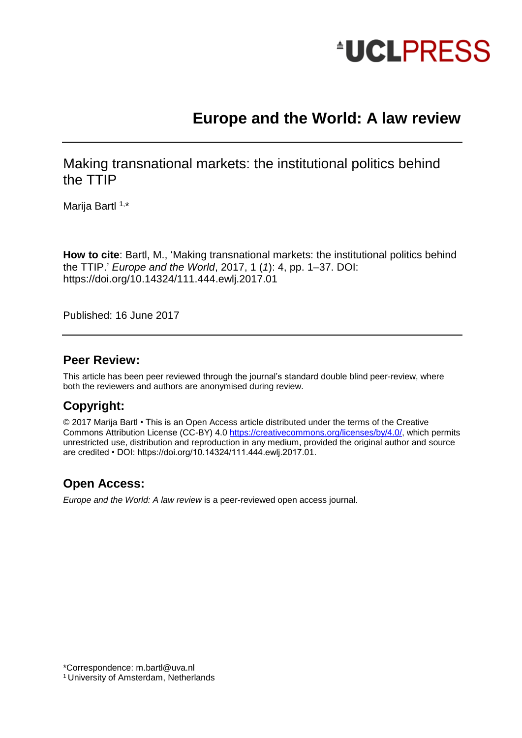UCLPRESS

# Europe and the World: A law review

## Making transnational markets: the institutional politics behind the TTIP

Marija Bartl [1,*]

**How to cite**: Bartl, M., 'Making transnational markets: the institutional politics behind the TTIP.' *Europe and the World*, 2017, 1 (*1*): 4, pp. 1–37. DOI: https://doi.org/10.14324/111.444.ewlj.2017.01

Published: 16 June 2017

## Peer Review:

This article has been peer reviewed through the journal's standard double blind peer-review, where both the reviewers and authors are anonymised during review.

## Copyright:

© 2017 Marija Bartl • This is an Open Access article distributed under the terms of the Creative Commons Attribution License (CC-BY) 4.0 https://creativecommons.org/licenses/by/4.0/, which permits unrestricted use, distribution and reproduction in any medium, provided the original author and source are credited • DOI: https://doi.org/10.14324/111.444.ewlj.2017.01.

## Open Access:

*Europe and the World: A law review* is a peer-reviewed open access journal.

*Correspondence: m.bartl@uva.nl

[1] University of Amsterdam, Netherlands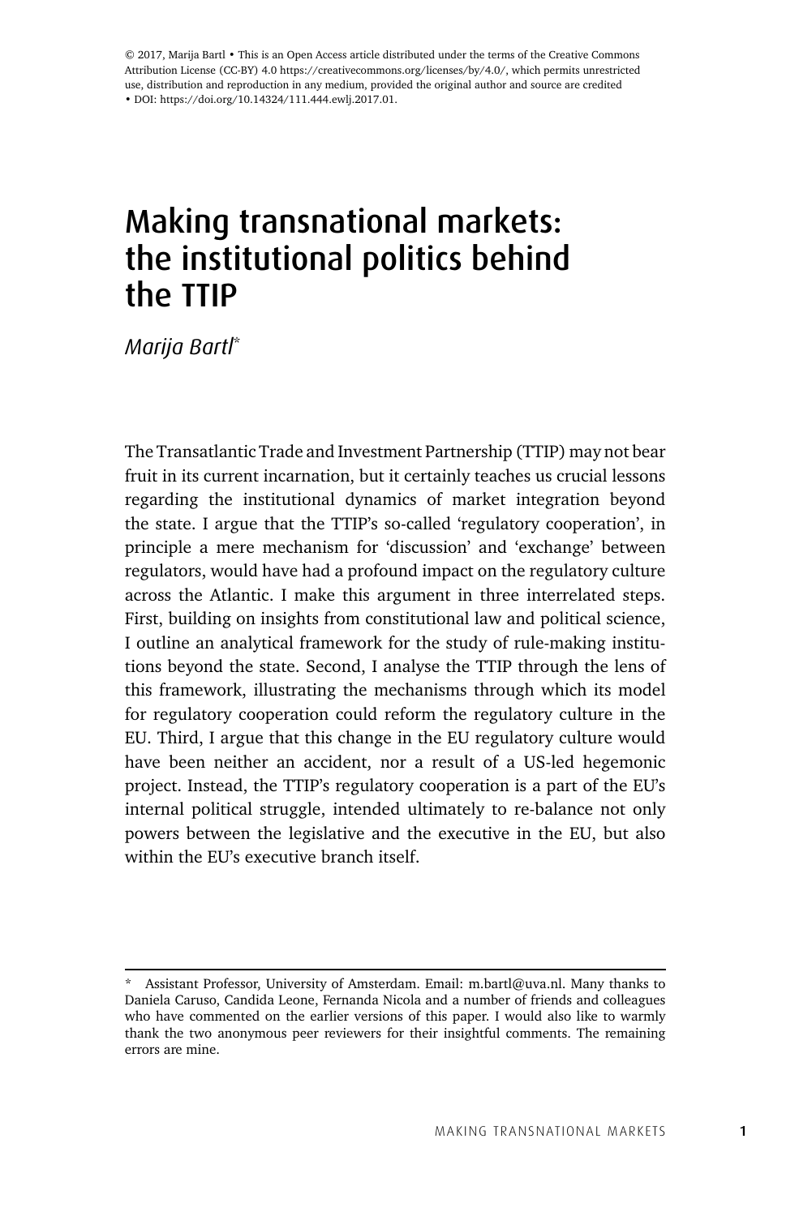© 2017, Marija Bartl • This is an Open Access article distributed under the terms of the Creative Commons Attribution License (CC-BY) 4.0 https://creativecommons.org/licenses/by/4.0/, which permits unrestricted use, distribution and reproduction in any medium, provided the original author and source are credited • DOI: https://doi.org/10.14324/111.444.ewlj.2017.01.

# Making transnational markets: the institutional politics behind the TTIP

*Marija Bartl*[*]

The Transatlantic Trade and Investment Partnership (TTIP) may not bear fruit in its current incarnation, but it certainly teaches us crucial lessons regarding the institutional dynamics of market integration beyond the state. I argue that the TTIP's so-called 'regulatory cooperation', in principle a mere mechanism for 'discussion' and 'exchange' between regulators, would have had a profound impact on the regulatory culture across the Atlantic. I make this argument in three interrelated steps. First, building on insights from constitutional law and political science, I outline an analytical framework for the study of rule-making institutions beyond the state. Second, I analyse the TTIP through the lens of this framework, illustrating the mechanisms through which its model for regulatory cooperation could reform the regulatory culture in the EU. Third, I argue that this change in the EU regulatory culture would have been neither an accident, nor a result of a US-led hegemonic project. Instead, the TTIP's regulatory cooperation is a part of the EU's internal political struggle, intended ultimately to re-balance not only powers between the legislative and the executive in the EU, but also within the EU's executive branch itself.

---

[*] Assistant Professor, University of Amsterdam. Email: m.bartl@uva.nl. Many thanks to Daniela Caruso, Candida Leone, Fernanda Nicola and a number of friends and colleagues who have commented on the earlier versions of this paper. I would also like to warmly thank the two anonymous peer reviewers for their insightful comments. The remaining errors are mine.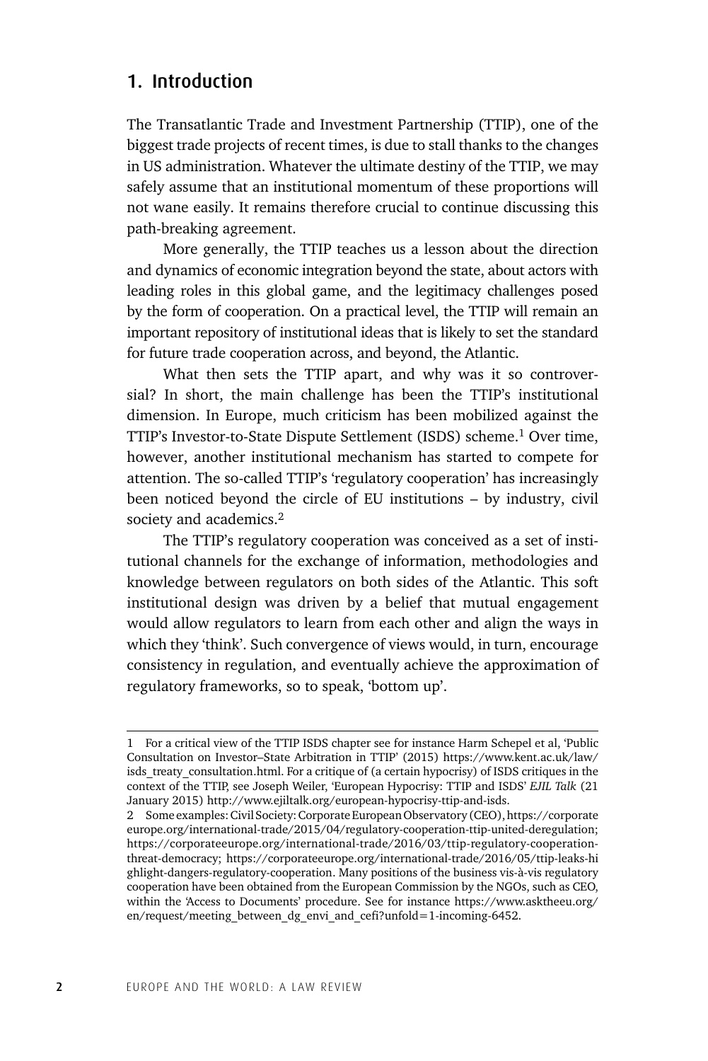## 1. Introduction

The Transatlantic Trade and Investment Partnership (TTIP), one of the biggest trade projects of recent times, is due to stall thanks to the changes in US administration. Whatever the ultimate destiny of the TTIP, we may safely assume that an institutional momentum of these proportions will not wane easily. It remains therefore crucial to continue discussing this path-breaking agreement.

More generally, the TTIP teaches us a lesson about the direction and dynamics of economic integration beyond the state, about actors with leading roles in this global game, and the legitimacy challenges posed by the form of cooperation. On a practical level, the TTIP will remain an important repository of institutional ideas that is likely to set the standard for future trade cooperation across, and beyond, the Atlantic.

What then sets the TTIP apart, and why was it so controversial? In short, the main challenge has been the TTIP's institutional dimension. In Europe, much criticism has been mobilized against the TTIP's Investor-to-State Dispute Settlement (ISDS) scheme.[1] Over time, however, another institutional mechanism has started to compete for attention. The so-called TTIP's 'regulatory cooperation' has increasingly been noticed beyond the circle of EU institutions – by industry, civil society and academics.[2]

The TTIP's regulatory cooperation was conceived as a set of institutional channels for the exchange of information, methodologies and knowledge between regulators on both sides of the Atlantic. This soft institutional design was driven by a belief that mutual engagement would allow regulators to learn from each other and align the ways in which they 'think'. Such convergence of views would, in turn, encourage consistency in regulation, and eventually achieve the approximation of regulatory frameworks, so to speak, 'bottom up'.

---

1 For a critical view of the TTIP ISDS chapter see for instance Harm Schepel et al, 'Public Consultation on Investor–State Arbitration in TTIP' (2015) https://www.kent.ac.uk/law/isds_treaty_consultation.html. For a critique of (a certain hypocrisy) of ISDS critiques in the context of the TTIP, see Joseph Weiler, 'European Hypocrisy: TTIP and ISDS' *EJIL Talk* (21 January 2015) http://www.ejiltalk.org/european-hypocrisy-ttip-and-isds.

2 Some examples: Civil Society: Corporate European Observatory (CEO), https://corporateeurope.org/international-trade/2015/04/regulatory-cooperation-ttip-united-deregulation; https://corporateeurope.org/international-trade/2016/03/ttip-regulatory-cooperation-threat-democracy; https://corporateeurope.org/international-trade/2016/05/ttip-leaks-highlight-dangers-regulatory-cooperation. Many positions of the business vis-à-vis regulatory cooperation have been obtained from the European Commission by the NGOs, such as CEO, within the 'Access to Documents' procedure. See for instance https://www.asktheeu.org/en/request/meeting_between_dg_envi_and_cefi?unfold=1-incoming-6452.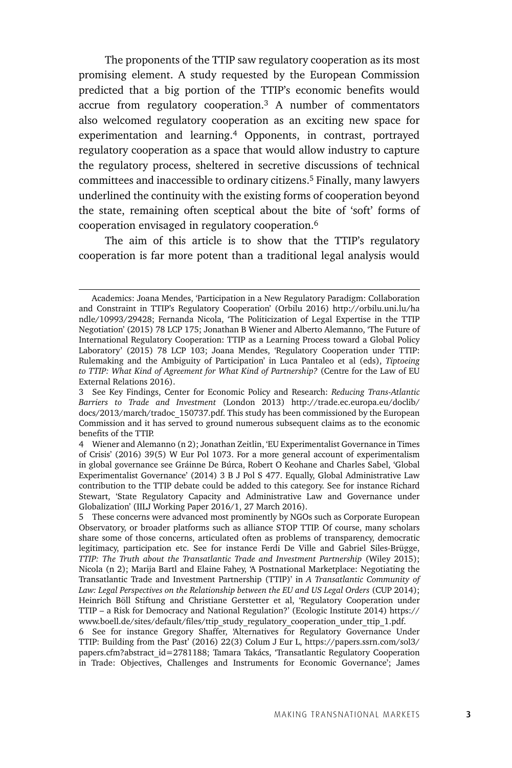The proponents of the TTIP saw regulatory cooperation as its most promising element. A study requested by the European Commission predicted that a big portion of the TTIP's economic benefits would accrue from regulatory cooperation.[3] A number of commentators also welcomed regulatory cooperation as an exciting new space for experimentation and learning.[4] Opponents, in contrast, portrayed regulatory cooperation as a space that would allow industry to capture the regulatory process, sheltered in secretive discussions of technical committees and inaccessible to ordinary citizens.[5] Finally, many lawyers underlined the continuity with the existing forms of cooperation beyond the state, remaining often sceptical about the bite of 'soft' forms of cooperation envisaged in regulatory cooperation.[6]

The aim of this article is to show that the TTIP's regulatory cooperation is far more potent than a traditional legal analysis would

---

Academics: Joana Mendes, 'Participation in a New Regulatory Paradigm: Collaboration and Constraint in TTIP's Regulatory Cooperation' (Orbilu 2016) http://orbilu.uni.lu/handle/10993/29428; Fernanda Nicola, 'The Politicization of Legal Expertise in the TTIP Negotiation' (2015) 78 LCP 175; Jonathan B Wiener and Alberto Alemanno, 'The Future of International Regulatory Cooperation: TTIP as a Learning Process toward a Global Policy Laboratory' (2015) 78 LCP 103; Joana Mendes, 'Regulatory Cooperation under TTIP: Rulemaking and the Ambiguity of Participation' in Luca Pantaleo et al (eds), *Tiptoeing to TTIP: What Kind of Agreement for What Kind of Partnership?* (Centre for the Law of EU External Relations 2016).

3 See Key Findings, Center for Economic Policy and Research: *Reducing Trans-Atlantic Barriers to Trade and Investment* (London 2013) http://trade.ec.europa.eu/doclib/docs/2013/march/tradoc_150737.pdf. This study has been commissioned by the European Commission and it has served to ground numerous subsequent claims as to the economic benefits of the TTIP.

4 Wiener and Alemanno (n 2); Jonathan Zeitlin, 'EU Experimentalist Governance in Times of Crisis' (2016) 39(5) W Eur Pol 1073. For a more general account of experimentalism in global governance see Gráinne De Búrca, Robert O Keohane and Charles Sabel, 'Global Experimentalist Governance' (2014) 3 B J Pol S 477. Equally, Global Administrative Law contribution to the TTIP debate could be added to this category. See for instance Richard Stewart, 'State Regulatory Capacity and Administrative Law and Governance under Globalization' (IILJ Working Paper 2016/1, 27 March 2016).

5 These concerns were advanced most prominently by NGOs such as Corporate European Observatory, or broader platforms such as alliance STOP TTIP. Of course, many scholars share some of those concerns, articulated often as problems of transparency, democratic legitimacy, participation etc. See for instance Ferdi De Ville and Gabriel Siles-Brügge, *TTIP: The Truth about the Transatlantic Trade and Investment Partnership* (Wiley 2015); Nicola (n 2); Marija Bartl and Elaine Fahey, 'A Postnational Marketplace: Negotiating the Transatlantic Trade and Investment Partnership (TTIP)' in *A Transatlantic Community of Law: Legal Perspectives on the Relationship between the EU and US Legal Orders* (CUP 2014); Heinrich Böll Stiftung and Christiane Gerstetter et al, 'Regulatory Cooperation under TTIP – a Risk for Democracy and National Regulation?' (Ecologic Institute 2014) https://www.boell.de/sites/default/files/ttip_study_regulatory_cooperation_under_ttip_1.pdf.

6 See for instance Gregory Shaffer, 'Alternatives for Regulatory Governance Under TTIP: Building from the Past' (2016) 22(3) Colum J Eur L, https://papers.ssrn.com/sol3/papers.cfm?abstract_id=2781188; Tamara Takács, 'Transatlantic Regulatory Cooperation in Trade: Objectives, Challenges and Instruments for Economic Governance'; James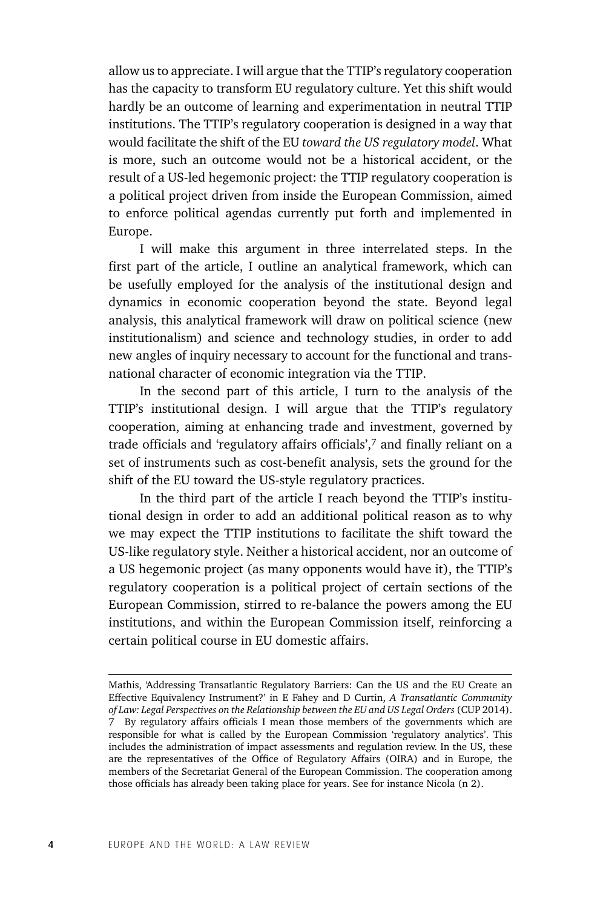allow us to appreciate. I will argue that the TTIP's regulatory cooperation has the capacity to transform EU regulatory culture. Yet this shift would hardly be an outcome of learning and experimentation in neutral TTIP institutions. The TTIP's regulatory cooperation is designed in a way that would facilitate the shift of the EU *toward the US regulatory model*. What is more, such an outcome would not be a historical accident, or the result of a US-led hegemonic project: the TTIP regulatory cooperation is a political project driven from inside the European Commission, aimed to enforce political agendas currently put forth and implemented in Europe.

I will make this argument in three interrelated steps. In the first part of the article, I outline an analytical framework, which can be usefully employed for the analysis of the institutional design and dynamics in economic cooperation beyond the state. Beyond legal analysis, this analytical framework will draw on political science (new institutionalism) and science and technology studies, in order to add new angles of inquiry necessary to account for the functional and transnational character of economic integration via the TTIP.

In the second part of this article, I turn to the analysis of the TTIP's institutional design. I will argue that the TTIP's regulatory cooperation, aiming at enhancing trade and investment, governed by trade officials and 'regulatory affairs officials',[7] and finally reliant on a set of instruments such as cost-benefit analysis, sets the ground for the shift of the EU toward the US-style regulatory practices.

In the third part of the article I reach beyond the TTIP's institutional design in order to add an additional political reason as to why we may expect the TTIP institutions to facilitate the shift toward the US-like regulatory style. Neither a historical accident, nor an outcome of a US hegemonic project (as many opponents would have it), the TTIP's regulatory cooperation is a political project of certain sections of the European Commission, stirred to re-balance the powers among the EU institutions, and within the European Commission itself, reinforcing a certain political course in EU domestic affairs.

---

Mathis, 'Addressing Transatlantic Regulatory Barriers: Can the US and the EU Create an Effective Equivalency Instrument?' in E Fahey and D Curtin, *A Transatlantic Community of Law: Legal Perspectives on the Relationship between the EU and US Legal Orders* (CUP 2014).

7 By regulatory affairs officials I mean those members of the governments which are responsible for what is called by the European Commission 'regulatory analytics'. This includes the administration of impact assessments and regulation review. In the US, these are the representatives of the Office of Regulatory Affairs (OIRA) and in Europe, the members of the Secretariat General of the European Commission. The cooperation among those officials has already been taking place for years. See for instance Nicola (n 2).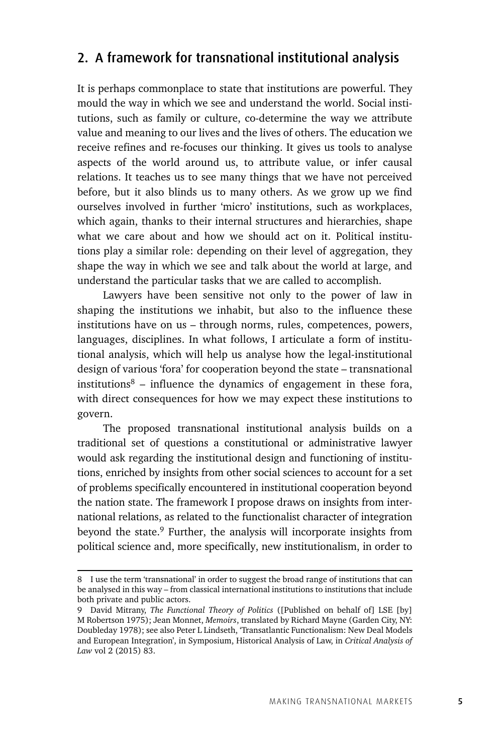## 2. A framework for transnational institutional analysis

It is perhaps commonplace to state that institutions are powerful. They mould the way in which we see and understand the world. Social institutions, such as family or culture, co-determine the way we attribute value and meaning to our lives and the lives of others. The education we receive refines and re-focuses our thinking. It gives us tools to analyse aspects of the world around us, to attribute value, or infer causal relations. It teaches us to see many things that we have not perceived before, but it also blinds us to many others. As we grow up we find ourselves involved in further 'micro' institutions, such as workplaces, which again, thanks to their internal structures and hierarchies, shape what we care about and how we should act on it. Political institutions play a similar role: depending on their level of aggregation, they shape the way in which we see and talk about the world at large, and understand the particular tasks that we are called to accomplish.

Lawyers have been sensitive not only to the power of law in shaping the institutions we inhabit, but also to the influence these institutions have on us – through norms, rules, competences, powers, languages, disciplines. In what follows, I articulate a form of institutional analysis, which will help us analyse how the legal-institutional design of various 'fora' for cooperation beyond the state – transnational institutions[8] – influence the dynamics of engagement in these fora, with direct consequences for how we may expect these institutions to govern.

The proposed transnational institutional analysis builds on a traditional set of questions a constitutional or administrative lawyer would ask regarding the institutional design and functioning of institutions, enriched by insights from other social sciences to account for a set of problems specifically encountered in institutional cooperation beyond the nation state. The framework I propose draws on insights from international relations, as related to the functionalist character of integration beyond the state.[9] Further, the analysis will incorporate insights from political science and, more specifically, new institutionalism, in order to

---

8 I use the term 'transnational' in order to suggest the broad range of institutions that can be analysed in this way – from classical international institutions to institutions that include both private and public actors.

9 David Mitrany, *The Functional Theory of Politics* ([Published on behalf of] LSE [by] M Robertson 1975); Jean Monnet, *Memoirs*, translated by Richard Mayne (Garden City, NY: Doubleday 1978); see also Peter L Lindseth, 'Transatlantic Functionalism: New Deal Models and European Integration', in Symposium, Historical Analysis of Law, in *Critical Analysis of Law* vol 2 (2015) 83.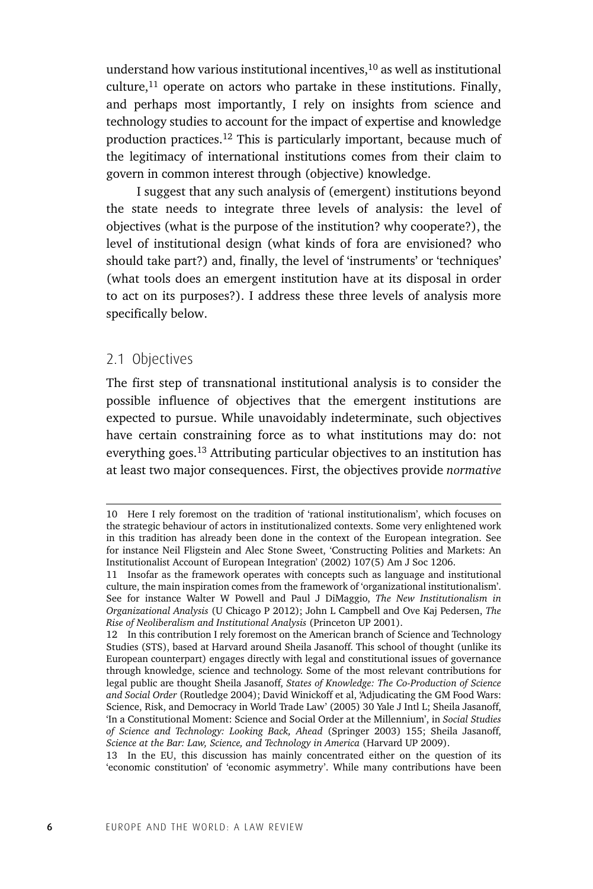understand how various institutional incentives,[10] as well as institutional culture,[11] operate on actors who partake in these institutions. Finally, and perhaps most importantly, I rely on insights from science and technology studies to account for the impact of expertise and knowledge production practices.[12] This is particularly important, because much of the legitimacy of international institutions comes from their claim to govern in common interest through (objective) knowledge.

I suggest that any such analysis of (emergent) institutions beyond the state needs to integrate three levels of analysis: the level of objectives (what is the purpose of the institution? why cooperate?), the level of institutional design (what kinds of fora are envisioned? who should take part?) and, finally, the level of 'instruments' or 'techniques' (what tools does an emergent institution have at its disposal in order to act on its purposes?). I address these three levels of analysis more specifically below.

## 2.1 Objectives

The first step of transnational institutional analysis is to consider the possible influence of objectives that the emergent institutions are expected to pursue. While unavoidably indeterminate, such objectives have certain constraining force as to what institutions may do: not everything goes.[13] Attributing particular objectives to an institution has at least two major consequences. First, the objectives provide *normative*

---

10 Here I rely foremost on the tradition of 'rational institutionalism', which focuses on the strategic behaviour of actors in institutionalized contexts. Some very enlightened work in this tradition has already been done in the context of the European integration. See for instance Neil Fligstein and Alec Stone Sweet, 'Constructing Polities and Markets: An Institutionalist Account of European Integration' (2002) 107(5) Am J Soc 1206.

11 Insofar as the framework operates with concepts such as language and institutional culture, the main inspiration comes from the framework of 'organizational institutionalism'. See for instance Walter W Powell and Paul J DiMaggio, *The New Institutionalism in Organizational Analysis* (U Chicago P 2012); John L Campbell and Ove Kaj Pedersen, *The Rise of Neoliberalism and Institutional Analysis* (Princeton UP 2001).

12 In this contribution I rely foremost on the American branch of Science and Technology Studies (STS), based at Harvard around Sheila Jasanoff. This school of thought (unlike its European counterpart) engages directly with legal and constitutional issues of governance through knowledge, science and technology. Some of the most relevant contributions for legal public are thought Sheila Jasanoff, *States of Knowledge: The Co-Production of Science and Social Order* (Routledge 2004); David Winickoff et al, 'Adjudicating the GM Food Wars: Science, Risk, and Democracy in World Trade Law' (2005) 30 Yale J Intl L; Sheila Jasanoff, 'In a Constitutional Moment: Science and Social Order at the Millennium', in *Social Studies of Science and Technology: Looking Back, Ahead* (Springer 2003) 155; Sheila Jasanoff, *Science at the Bar: Law, Science, and Technology in America* (Harvard UP 2009).

13 In the EU, this discussion has mainly concentrated either on the question of its 'economic constitution' of 'economic asymmetry'. While many contributions have been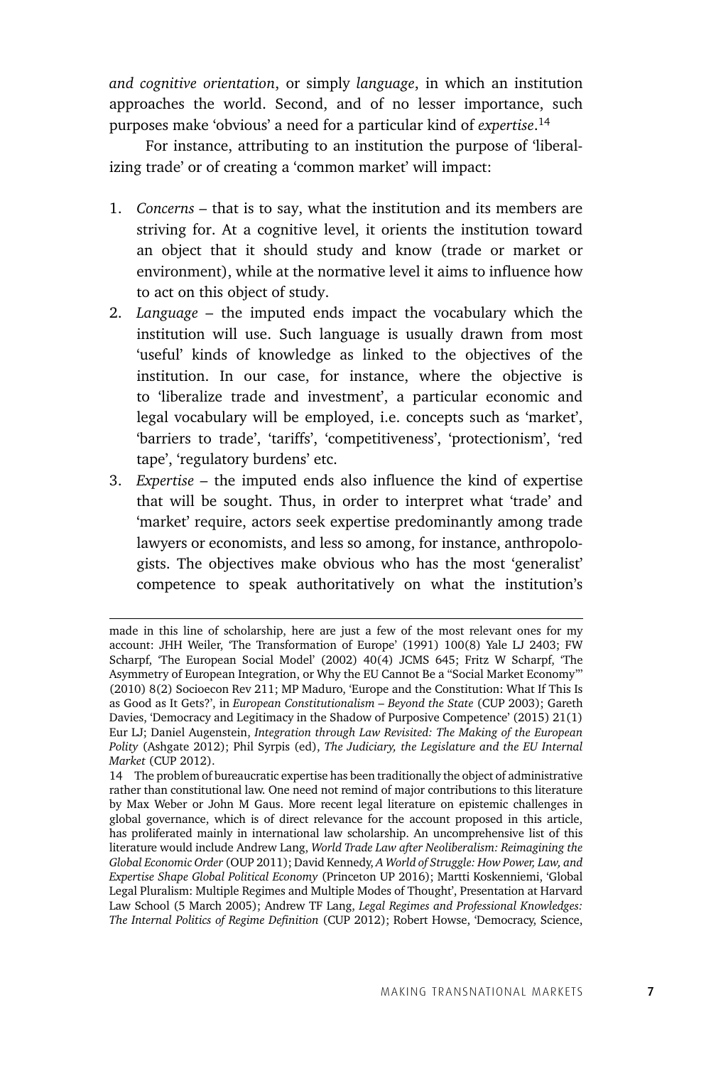*and cognitive orientation*, or simply *language*, in which an institution approaches the world. Second, and of no lesser importance, such purposes make 'obvious' a need for a particular kind of *expertise*.[14]

For instance, attributing to an institution the purpose of 'liberalizing trade' or of creating a 'common market' will impact:

1. *Concerns* – that is to say, what the institution and its members are striving for. At a cognitive level, it orients the institution toward an object that it should study and know (trade or market or environment), while at the normative level it aims to influence how to act on this object of study.
2. *Language* – the imputed ends impact the vocabulary which the institution will use. Such language is usually drawn from most 'useful' kinds of knowledge as linked to the objectives of the institution. In our case, for instance, where the objective is to 'liberalize trade and investment', a particular economic and legal vocabulary will be employed, i.e. concepts such as 'market', 'barriers to trade', 'tariffs', 'competitiveness', 'protectionism', 'red tape', 'regulatory burdens' etc.
3. *Expertise* – the imputed ends also influence the kind of expertise that will be sought. Thus, in order to interpret what 'trade' and 'market' require, actors seek expertise predominantly among trade lawyers or economists, and less so among, for instance, anthropologists. The objectives make obvious who has the most 'generalist' competence to speak authoritatively on what the institution's

---

made in this line of scholarship, here are just a few of the most relevant ones for my account: JHH Weiler, 'The Transformation of Europe' (1991) 100(8) Yale LJ 2403; FW Scharpf, 'The European Social Model' (2002) 40(4) JCMS 645; Fritz W Scharpf, 'The Asymmetry of European Integration, or Why the EU Cannot Be a "Social Market Economy"' (2010) 8(2) Socioecon Rev 211; MP Maduro, 'Europe and the Constitution: What If This Is as Good as It Gets?', in *European Constitutionalism – Beyond the State* (CUP 2003); Gareth Davies, 'Democracy and Legitimacy in the Shadow of Purposive Competence' (2015) 21(1) Eur LJ; Daniel Augenstein, *Integration through Law Revisited: The Making of the European Polity* (Ashgate 2012); Phil Syrpis (ed), *The Judiciary, the Legislature and the EU Internal Market* (CUP 2012).

14 The problem of bureaucratic expertise has been traditionally the object of administrative rather than constitutional law. One need not remind of major contributions to this literature by Max Weber or John M Gaus. More recent legal literature on epistemic challenges in global governance, which is of direct relevance for the account proposed in this article, has proliferated mainly in international law scholarship. An uncomprehensive list of this literature would include Andrew Lang, *World Trade Law after Neoliberalism: Reimagining the Global Economic Order* (OUP 2011); David Kennedy, *A World of Struggle: How Power, Law, and Expertise Shape Global Political Economy* (Princeton UP 2016); Martti Koskenniemi, 'Global Legal Pluralism: Multiple Regimes and Multiple Modes of Thought', Presentation at Harvard Law School (5 March 2005); Andrew TF Lang, *Legal Regimes and Professional Knowledges: The Internal Politics of Regime Definition* (CUP 2012); Robert Howse, 'Democracy, Science,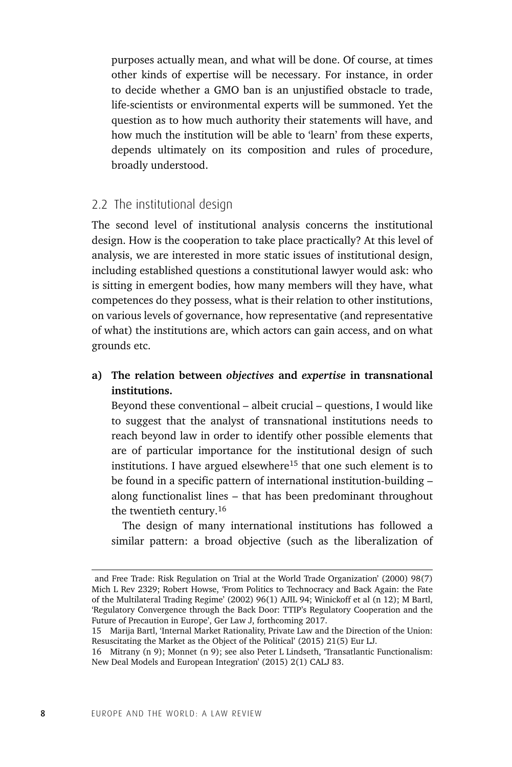purposes actually mean, and what will be done. Of course, at times other kinds of expertise will be necessary. For instance, in order to decide whether a GMO ban is an unjustified obstacle to trade, life-scientists or environmental experts will be summoned. Yet the question as to how much authority their statements will have, and how much the institution will be able to 'learn' from these experts, depends ultimately on its composition and rules of procedure, broadly understood.

## 2.2 The institutional design

The second level of institutional analysis concerns the institutional design. How is the cooperation to take place practically? At this level of analysis, we are interested in more static issues of institutional design, including established questions a constitutional lawyer would ask: who is sitting in emergent bodies, how many members will they have, what competences do they possess, what is their relation to other institutions, on various levels of governance, how representative (and representative of what) the institutions are, which actors can gain access, and on what grounds etc.

**a) The relation between *objectives* and *expertise* in transnational institutions.**

Beyond these conventional – albeit crucial – questions, I would like to suggest that the analyst of transnational institutions needs to reach beyond law in order to identify other possible elements that are of particular importance for the institutional design of such institutions. I have argued elsewhere[15] that one such element is to be found in a specific pattern of international institution-building – along functionalist lines – that has been predominant throughout the twentieth century.[16]

The design of many international institutions has followed a similar pattern: a broad objective (such as the liberalization of

---

and Free Trade: Risk Regulation on Trial at the World Trade Organization' (2000) 98(7) Mich L Rev 2329; Robert Howse, 'From Politics to Technocracy and Back Again: the Fate of the Multilateral Trading Regime' (2002) 96(1) AJIL 94; Winickoff et al (n 12); M Bartl, 'Regulatory Convergence through the Back Door: TTIP's Regulatory Cooperation and the Future of Precaution in Europe', Ger Law J, forthcoming 2017.

15 Marija Bartl, 'Internal Market Rationality, Private Law and the Direction of the Union: Resuscitating the Market as the Object of the Political' (2015) 21(5) Eur LJ.

16 Mitrany (n 9); Monnet (n 9); see also Peter L Lindseth, 'Transatlantic Functionalism: New Deal Models and European Integration' (2015) 2(1) CALJ 83.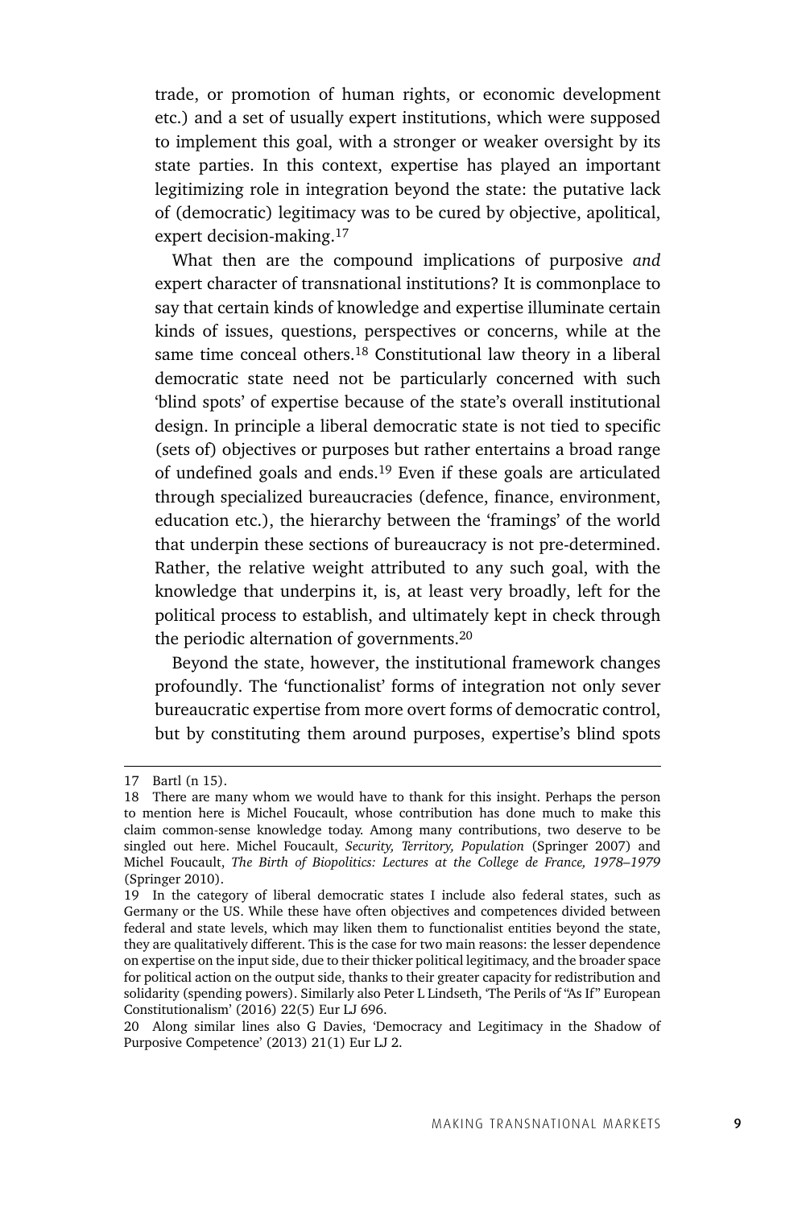trade, or promotion of human rights, or economic development etc.) and a set of usually expert institutions, which were supposed to implement this goal, with a stronger or weaker oversight by its state parties. In this context, expertise has played an important legitimizing role in integration beyond the state: the putative lack of (democratic) legitimacy was to be cured by objective, apolitical, expert decision-making.[17]

What then are the compound implications of purposive *and* expert character of transnational institutions? It is commonplace to say that certain kinds of knowledge and expertise illuminate certain kinds of issues, questions, perspectives or concerns, while at the same time conceal others.[18] Constitutional law theory in a liberal democratic state need not be particularly concerned with such 'blind spots' of expertise because of the state's overall institutional design. In principle a liberal democratic state is not tied to specific (sets of) objectives or purposes but rather entertains a broad range of undefined goals and ends.[19] Even if these goals are articulated through specialized bureaucracies (defence, finance, environment, education etc.), the hierarchy between the 'framings' of the world that underpin these sections of bureaucracy is not pre-determined. Rather, the relative weight attributed to any such goal, with the knowledge that underpins it, is, at least very broadly, left for the political process to establish, and ultimately kept in check through the periodic alternation of governments.[20]

Beyond the state, however, the institutional framework changes profoundly. The 'functionalist' forms of integration not only sever bureaucratic expertise from more overt forms of democratic control, but by constituting them around purposes, expertise's blind spots

---

17 Bartl (n 15).

18 There are many whom we would have to thank for this insight. Perhaps the person to mention here is Michel Foucault, whose contribution has done much to make this claim common-sense knowledge today. Among many contributions, two deserve to be singled out here. Michel Foucault, *Security, Territory, Population* (Springer 2007) and Michel Foucault, *The Birth of Biopolitics: Lectures at the College de France, 1978–1979* (Springer 2010).

19 In the category of liberal democratic states I include also federal states, such as Germany or the US. While these have often objectives and competences divided between federal and state levels, which may liken them to functionalist entities beyond the state, they are qualitatively different. This is the case for two main reasons: the lesser dependence on expertise on the input side, due to their thicker political legitimacy, and the broader space for political action on the output side, thanks to their greater capacity for redistribution and solidarity (spending powers). Similarly also Peter L Lindseth, 'The Perils of "As If" European Constitutionalism' (2016) 22(5) Eur LJ 696.

20 Along similar lines also G Davies, 'Democracy and Legitimacy in the Shadow of Purposive Competence' (2013) 21(1) Eur LJ 2.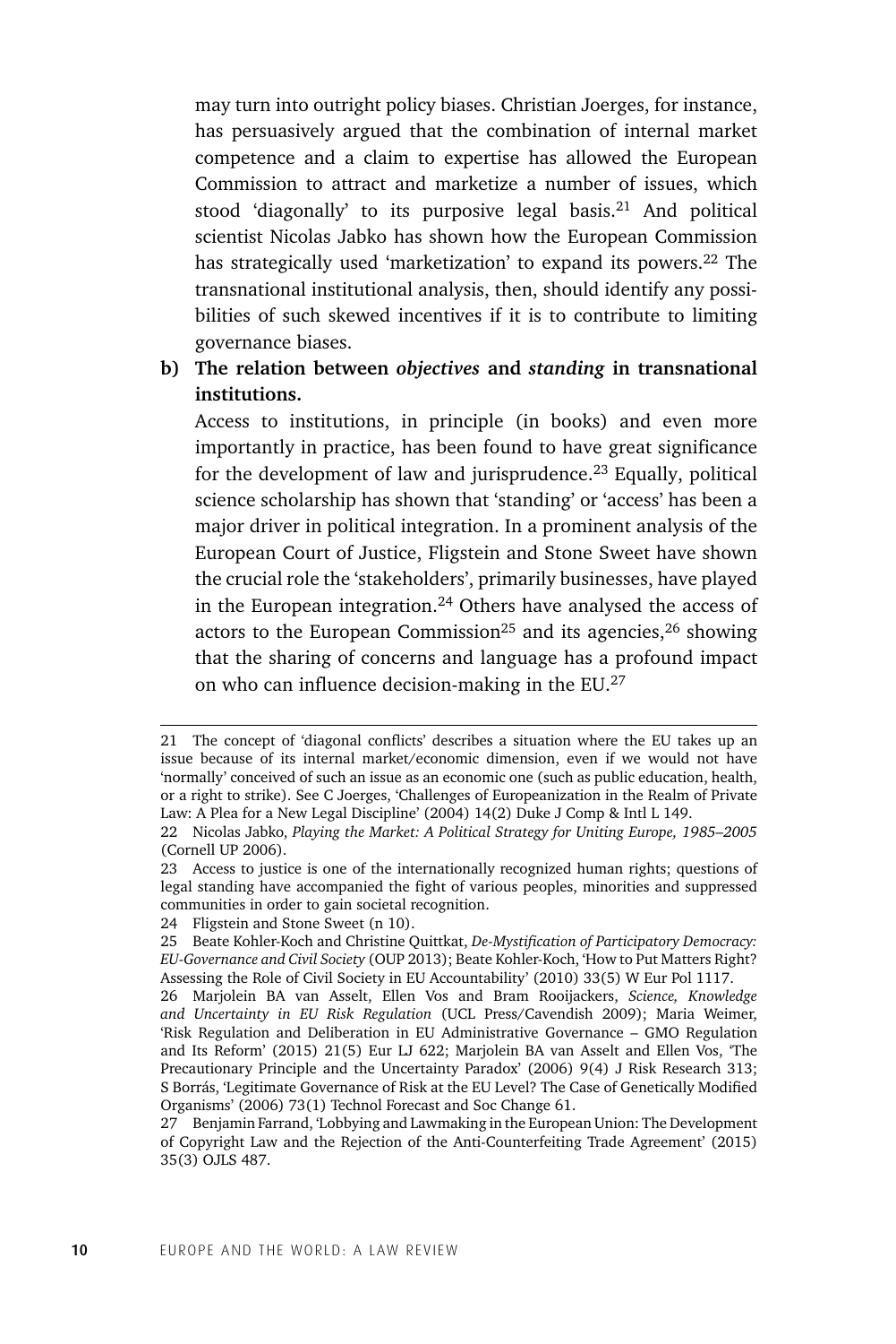may turn into outright policy biases. Christian Joerges, for instance, has persuasively argued that the combination of internal market competence and a claim to expertise has allowed the European Commission to attract and marketize a number of issues, which stood 'diagonally' to its purposive legal basis.[21] And political scientist Nicolas Jabko has shown how the European Commission has strategically used 'marketization' to expand its powers.[22] The transnational institutional analysis, then, should identify any possibilities of such skewed incentives if it is to contribute to limiting governance biases.

**b) The relation between *objectives* and *standing* in transnational institutions.**

Access to institutions, in principle (in books) and even more importantly in practice, has been found to have great significance for the development of law and jurisprudence.[23] Equally, political science scholarship has shown that 'standing' or 'access' has been a major driver in political integration. In a prominent analysis of the European Court of Justice, Fligstein and Stone Sweet have shown the crucial role the 'stakeholders', primarily businesses, have played in the European integration.[24] Others have analysed the access of actors to the European Commission[25] and its agencies,[26] showing that the sharing of concerns and language has a profound impact on who can influence decision-making in the EU.[27]

---

21 The concept of 'diagonal conflicts' describes a situation where the EU takes up an issue because of its internal market/economic dimension, even if we would not have 'normally' conceived of such an issue as an economic one (such as public education, health, or a right to strike). See C Joerges, 'Challenges of Europeanization in the Realm of Private Law: A Plea for a New Legal Discipline' (2004) 14(2) Duke J Comp & Intl L 149.

22 Nicolas Jabko, *Playing the Market: A Political Strategy for Uniting Europe, 1985–2005* (Cornell UP 2006).

23 Access to justice is one of the internationally recognized human rights; questions of legal standing have accompanied the fight of various peoples, minorities and suppressed communities in order to gain societal recognition.

24 Fligstein and Stone Sweet (n 10).

25 Beate Kohler-Koch and Christine Quittkat, *De-Mystification of Participatory Democracy: EU-Governance and Civil Society* (OUP 2013); Beate Kohler-Koch, 'How to Put Matters Right? Assessing the Role of Civil Society in EU Accountability' (2010) 33(5) W Eur Pol 1117.

26 Marjolein BA van Asselt, Ellen Vos and Bram Rooijackers, *Science, Knowledge and Uncertainty in EU Risk Regulation* (UCL Press/Cavendish 2009); Maria Weimer, 'Risk Regulation and Deliberation in EU Administrative Governance – GMO Regulation and Its Reform' (2015) 21(5) Eur LJ 622; Marjolein BA van Asselt and Ellen Vos, 'The Precautionary Principle and the Uncertainty Paradox' (2006) 9(4) J Risk Research 313; S Borrás, 'Legitimate Governance of Risk at the EU Level? The Case of Genetically Modified Organisms' (2006) 73(1) Technol Forecast and Soc Change 61.

27 Benjamin Farrand, 'Lobbying and Lawmaking in the European Union: The Development of Copyright Law and the Rejection of the Anti-Counterfeiting Trade Agreement' (2015) 35(3) OJLS 487.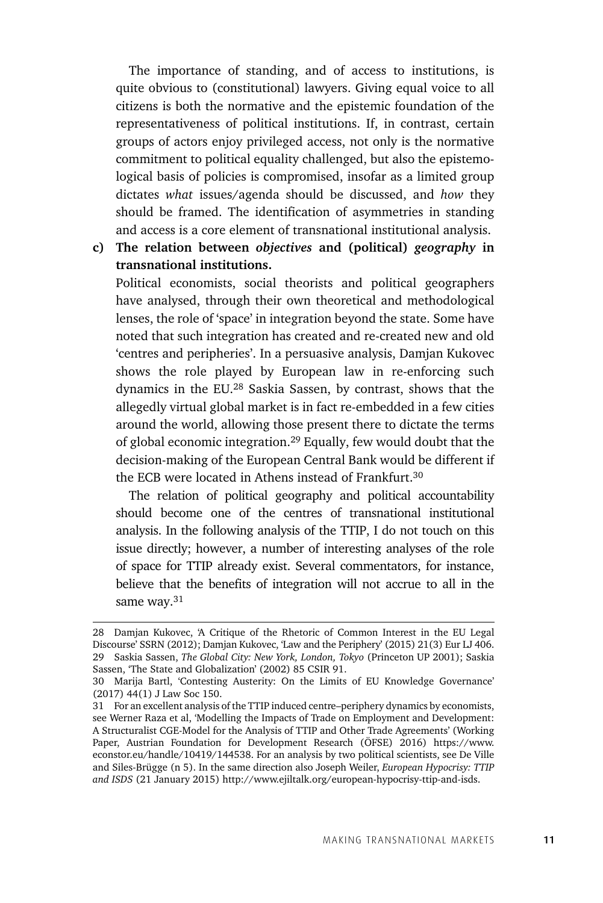The importance of standing, and of access to institutions, is quite obvious to (constitutional) lawyers. Giving equal voice to all citizens is both the normative and the epistemic foundation of the representativeness of political institutions. If, in contrast, certain groups of actors enjoy privileged access, not only is the normative commitment to political equality challenged, but also the epistemological basis of policies is compromised, insofar as a limited group dictates *what* issues/agenda should be discussed, and *how* they should be framed. The identification of asymmetries in standing and access is a core element of transnational institutional analysis.

**c) The relation between *objectives* and (political) *geography* in transnational institutions.**

Political economists, social theorists and political geographers have analysed, through their own theoretical and methodological lenses, the role of 'space' in integration beyond the state. Some have noted that such integration has created and re-created new and old 'centres and peripheries'. In a persuasive analysis, Damjan Kukovec shows the role played by European law in re-enforcing such dynamics in the EU.[28] Saskia Sassen, by contrast, shows that the allegedly virtual global market is in fact re-embedded in a few cities around the world, allowing those present there to dictate the terms of global economic integration.[29] Equally, few would doubt that the decision-making of the European Central Bank would be different if the ECB were located in Athens instead of Frankfurt.[30]

The relation of political geography and political accountability should become one of the centres of transnational institutional analysis. In the following analysis of the TTIP, I do not touch on this issue directly; however, a number of interesting analyses of the role of space for TTIP already exist. Several commentators, for instance, believe that the benefits of integration will not accrue to all in the same way.[31]

---

28 Damjan Kukovec, 'A Critique of the Rhetoric of Common Interest in the EU Legal Discourse' SSRN (2012); Damjan Kukovec, 'Law and the Periphery' (2015) 21(3) Eur LJ 406.

29 Saskia Sassen, *The Global City: New York, London, Tokyo* (Princeton UP 2001); Saskia Sassen, 'The State and Globalization' (2002) 85 CSIR 91.

30 Marija Bartl, 'Contesting Austerity: On the Limits of EU Knowledge Governance' (2017) 44(1) J Law Soc 150.

31 For an excellent analysis of the TTIP induced centre–periphery dynamics by economists, see Werner Raza et al, 'Modelling the Impacts of Trade on Employment and Development: A Structuralist CGE-Model for the Analysis of TTIP and Other Trade Agreements' (Working Paper, Austrian Foundation for Development Research (ÖFSE) 2016) https://www.econstor.eu/handle/10419/144538. For an analysis by two political scientists, see De Ville and Siles-Brügge (n 5). In the same direction also Joseph Weiler, *European Hypocrisy: TTIP and ISDS* (21 January 2015) http://www.ejiltalk.org/european-hypocrisy-ttip-and-isds.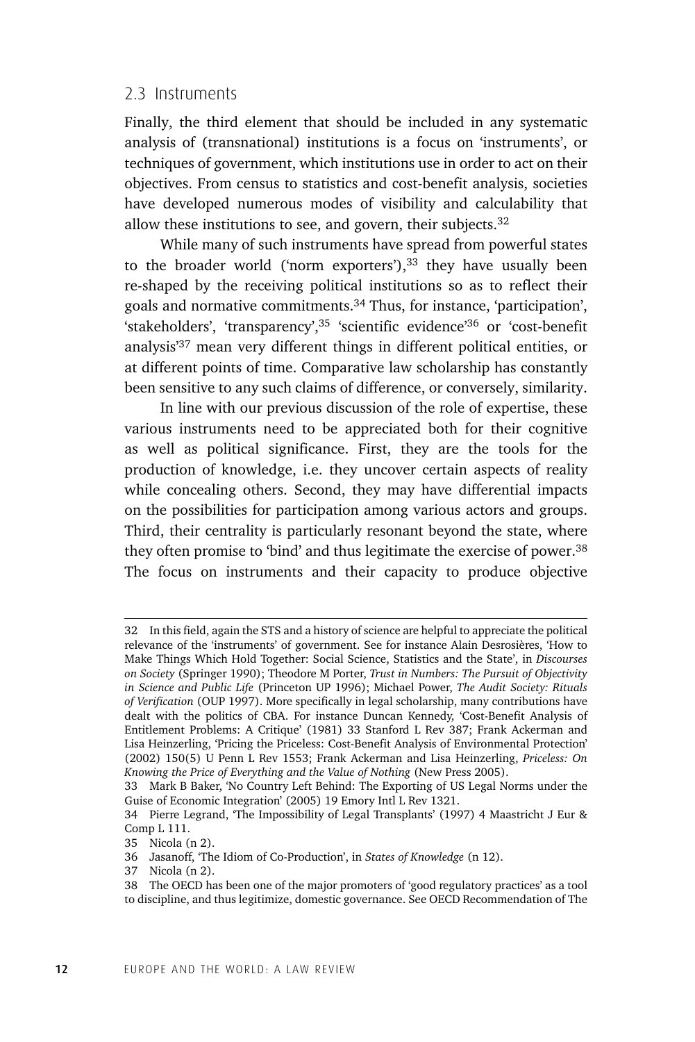### 2.3 Instruments

Finally, the third element that should be included in any systematic analysis of (transnational) institutions is a focus on 'instruments', or techniques of government, which institutions use in order to act on their objectives. From census to statistics and cost-benefit analysis, societies have developed numerous modes of visibility and calculability that allow these institutions to see, and govern, their subjects.[32]

While many of such instruments have spread from powerful states to the broader world ('norm exporters'),[33] they have usually been re-shaped by the receiving political institutions so as to reflect their goals and normative commitments.[34] Thus, for instance, 'participation', 'stakeholders', 'transparency',[35] 'scientific evidence'[36] or 'cost-benefit analysis'[37] mean very different things in different political entities, or at different points of time. Comparative law scholarship has constantly been sensitive to any such claims of difference, or conversely, similarity.

In line with our previous discussion of the role of expertise, these various instruments need to be appreciated both for their cognitive as well as political significance. First, they are the tools for the production of knowledge, i.e. they uncover certain aspects of reality while concealing others. Second, they may have differential impacts on the possibilities for participation among various actors and groups. Third, their centrality is particularly resonant beyond the state, where they often promise to 'bind' and thus legitimate the exercise of power.[38] The focus on instruments and their capacity to produce objective

---

32 In this field, again the STS and a history of science are helpful to appreciate the political relevance of the 'instruments' of government. See for instance Alain Desrosières, 'How to Make Things Which Hold Together: Social Science, Statistics and the State', in *Discourses on Society* (Springer 1990); Theodore M Porter, *Trust in Numbers: The Pursuit of Objectivity in Science and Public Life* (Princeton UP 1996); Michael Power, *The Audit Society: Rituals of Verification* (OUP 1997). More specifically in legal scholarship, many contributions have dealt with the politics of CBA. For instance Duncan Kennedy, 'Cost-Benefit Analysis of Entitlement Problems: A Critique' (1981) 33 Stanford L Rev 387; Frank Ackerman and Lisa Heinzerling, 'Pricing the Priceless: Cost-Benefit Analysis of Environmental Protection' (2002) 150(5) U Penn L Rev 1553; Frank Ackerman and Lisa Heinzerling, *Priceless: On Knowing the Price of Everything and the Value of Nothing* (New Press 2005).

33 Mark B Baker, 'No Country Left Behind: The Exporting of US Legal Norms under the Guise of Economic Integration' (2005) 19 Emory Intl L Rev 1321.

34 Pierre Legrand, 'The Impossibility of Legal Transplants' (1997) 4 Maastricht J Eur & Comp L 111.

35 Nicola (n 2).

36 Jasanoff, 'The Idiom of Co-Production', in *States of Knowledge* (n 12).

37 Nicola (n 2).

38 The OECD has been one of the major promoters of 'good regulatory practices' as a tool to discipline, and thus legitimize, domestic governance. See OECD Recommendation of The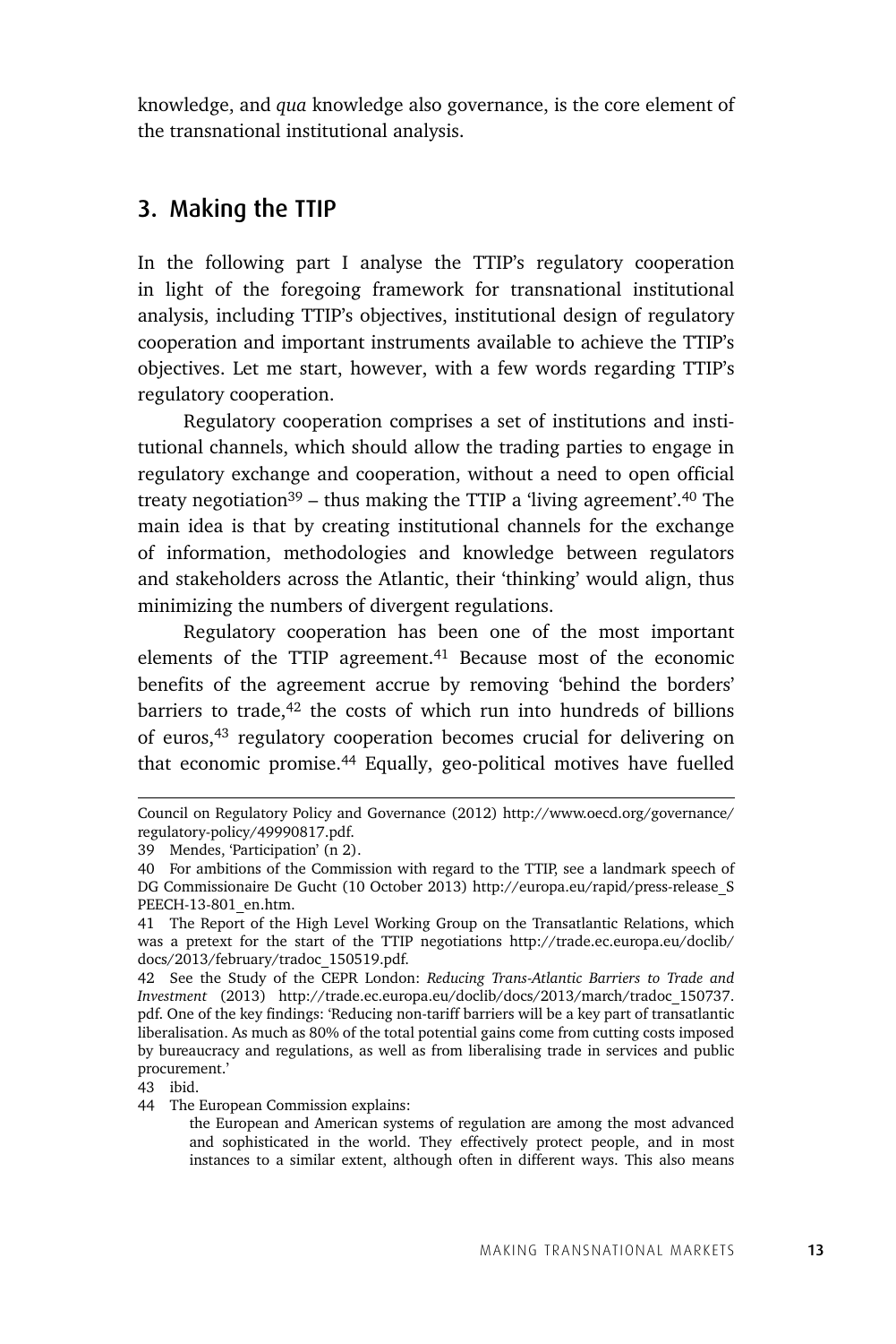knowledge, and *qua* knowledge also governance, is the core element of the transnational institutional analysis.

## 3. Making the TTIP

In the following part I analyse the TTIP's regulatory cooperation in light of the foregoing framework for transnational institutional analysis, including TTIP's objectives, institutional design of regulatory cooperation and important instruments available to achieve the TTIP's objectives. Let me start, however, with a few words regarding TTIP's regulatory cooperation.

Regulatory cooperation comprises a set of institutions and institutional channels, which should allow the trading parties to engage in regulatory exchange and cooperation, without a need to open official treaty negotiation[39] – thus making the TTIP a 'living agreement'.[40] The main idea is that by creating institutional channels for the exchange of information, methodologies and knowledge between regulators and stakeholders across the Atlantic, their 'thinking' would align, thus minimizing the numbers of divergent regulations.

Regulatory cooperation has been one of the most important elements of the TTIP agreement.[41] Because most of the economic benefits of the agreement accrue by removing 'behind the borders' barriers to trade,[42] the costs of which run into hundreds of billions of euros,[43] regulatory cooperation becomes crucial for delivering on that economic promise.[44] Equally, geo-political motives have fuelled

---

Council on Regulatory Policy and Governance (2012) http://www.oecd.org/governance/regulatory-policy/49990817.pdf.

39 Mendes, 'Participation' (n 2).

40 For ambitions of the Commission with regard to the TTIP, see a landmark speech of DG Commissionaire De Gucht (10 October 2013) http://europa.eu/rapid/press-release_SPEECH-13-801_en.htm.

41 The Report of the High Level Working Group on the Transatlantic Relations, which was a pretext for the start of the TTIP negotiations http://trade.ec.europa.eu/doclib/docs/2013/february/tradoc_150519.pdf.

42 See the Study of the CEPR London: *Reducing Trans-Atlantic Barriers to Trade and Investment* (2013) http://trade.ec.europa.eu/doclib/docs/2013/march/tradoc_150737.pdf. One of the key findings: 'Reducing non-tariff barriers will be a key part of transatlantic liberalisation. As much as 80% of the total potential gains come from cutting costs imposed by bureaucracy and regulations, as well as from liberalising trade in services and public procurement.'

43 ibid.

44 The European Commission explains:

> the European and American systems of regulation are among the most advanced and sophisticated in the world. They effectively protect people, and in most instances to a similar extent, although often in different ways. This also means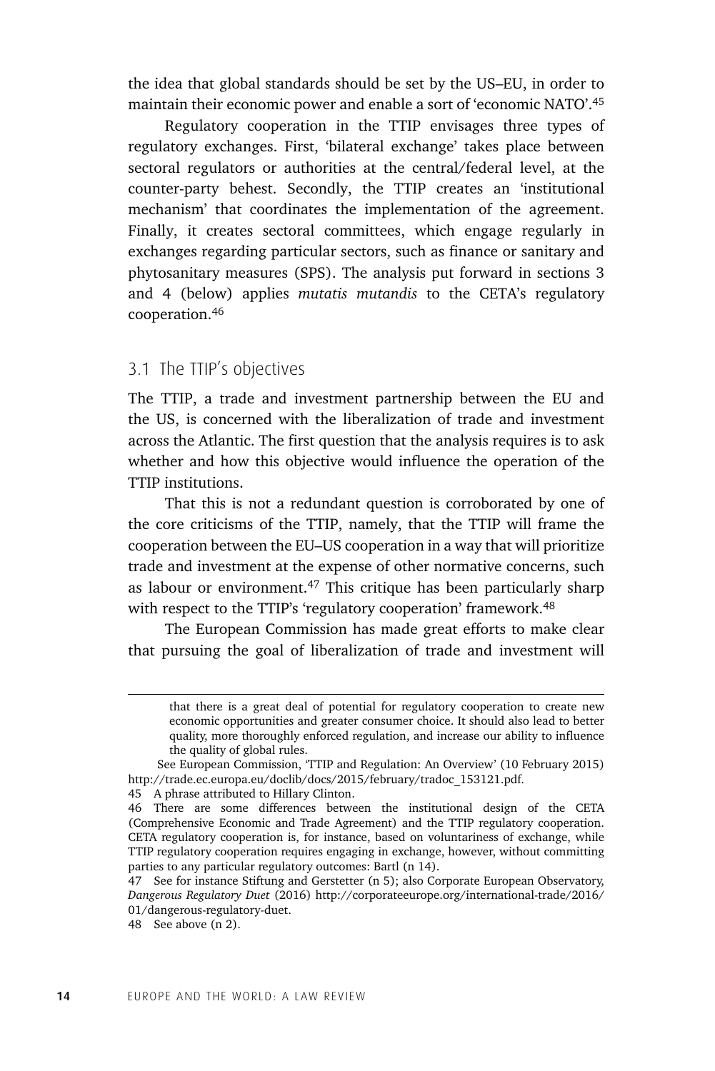the idea that global standards should be set by the US–EU, in order to maintain their economic power and enable a sort of 'economic NATO'.[45]

Regulatory cooperation in the TTIP envisages three types of regulatory exchanges. First, 'bilateral exchange' takes place between sectoral regulators or authorities at the central/federal level, at the counter-party behest. Secondly, the TTIP creates an 'institutional mechanism' that coordinates the implementation of the agreement. Finally, it creates sectoral committees, which engage regularly in exchanges regarding particular sectors, such as finance or sanitary and phytosanitary measures (SPS). The analysis put forward in sections 3 and 4 (below) applies *mutatis mutandis* to the CETA's regulatory cooperation.[46]

## 3.1 The TTIP's objectives

The TTIP, a trade and investment partnership between the EU and the US, is concerned with the liberalization of trade and investment across the Atlantic. The first question that the analysis requires is to ask whether and how this objective would influence the operation of the TTIP institutions.

That this is not a redundant question is corroborated by one of the core criticisms of the TTIP, namely, that the TTIP will frame the cooperation between the EU–US cooperation in a way that will prioritize trade and investment at the expense of other normative concerns, such as labour or environment.[47] This critique has been particularly sharp with respect to the TTIP's 'regulatory cooperation' framework.[48]

The European Commission has made great efforts to make clear that pursuing the goal of liberalization of trade and investment will

---

> that there is a great deal of potential for regulatory cooperation to create new economic opportunities and greater consumer choice. It should also lead to better quality, more thoroughly enforced regulation, and increase our ability to influence the quality of global rules.

See European Commission, 'TTIP and Regulation: An Overview' (10 February 2015) http://trade.ec.europa.eu/doclib/docs/2015/february/tradoc_153121.pdf.

45 A phrase attributed to Hillary Clinton.

46 There are some differences between the institutional design of the CETA (Comprehensive Economic and Trade Agreement) and the TTIP regulatory cooperation. CETA regulatory cooperation is, for instance, based on voluntariness of exchange, while TTIP regulatory cooperation requires engaging in exchange, however, without committing parties to any particular regulatory outcomes: Bartl (n 14).

47 See for instance Stiftung and Gerstetter (n 5); also Corporate European Observatory, *Dangerous Regulatory Duet* (2016) http://corporateeurope.org/international-trade/2016/01/dangerous-regulatory-duet.

48 See above (n 2).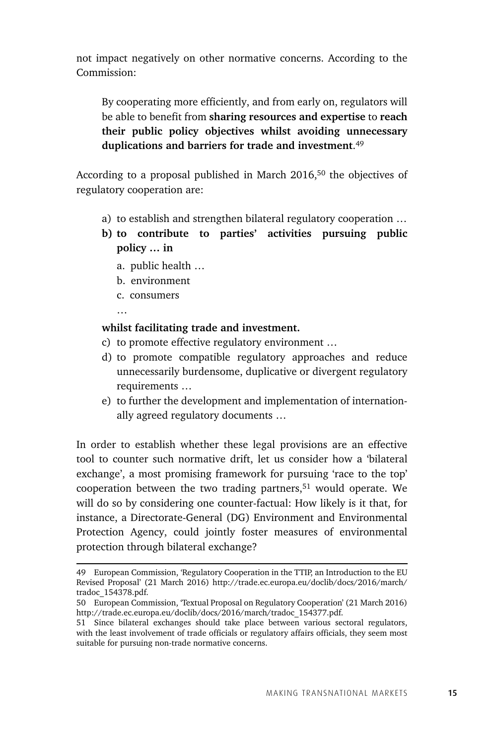not impact negatively on other normative concerns. According to the Commission:

> By cooperating more efficiently, and from early on, regulators will be able to benefit from **sharing resources and expertise** to **reach their public policy objectives whilst avoiding unnecessary duplications and barriers for trade and investment**.[49]

According to a proposal published in March 2016,[50] the objectives of regulatory cooperation are:

> a) to establish and strengthen bilateral regulatory cooperation …
>
> **b) to contribute to parties' activities pursuing public policy … in**
>
> a. public health …
>
> b. environment
>
> c. consumers
>
> …
>
> **whilst facilitating trade and investment.**
>
> c) to promote effective regulatory environment …
>
> d) to promote compatible regulatory approaches and reduce unnecessarily burdensome, duplicative or divergent regulatory requirements …
>
> e) to further the development and implementation of internationally agreed regulatory documents …

In order to establish whether these legal provisions are an effective tool to counter such normative drift, let us consider how a 'bilateral exchange', a most promising framework for pursuing 'race to the top' cooperation between the two trading partners,[51] would operate. We will do so by considering one counter-factual: How likely is it that, for instance, a Directorate-General (DG) Environment and Environmental Protection Agency, could jointly foster measures of environmental protection through bilateral exchange?

---

49 European Commission, 'Regulatory Cooperation in the TTIP, an Introduction to the EU Revised Proposal' (21 March 2016) http://trade.ec.europa.eu/doclib/docs/2016/march/tradoc_154378.pdf.

50 European Commission, 'Textual Proposal on Regulatory Cooperation' (21 March 2016) http://trade.ec.europa.eu/doclib/docs/2016/march/tradoc_154377.pdf.

51 Since bilateral exchanges should take place between various sectoral regulators, with the least involvement of trade officials or regulatory affairs officials, they seem most suitable for pursuing non-trade normative concerns.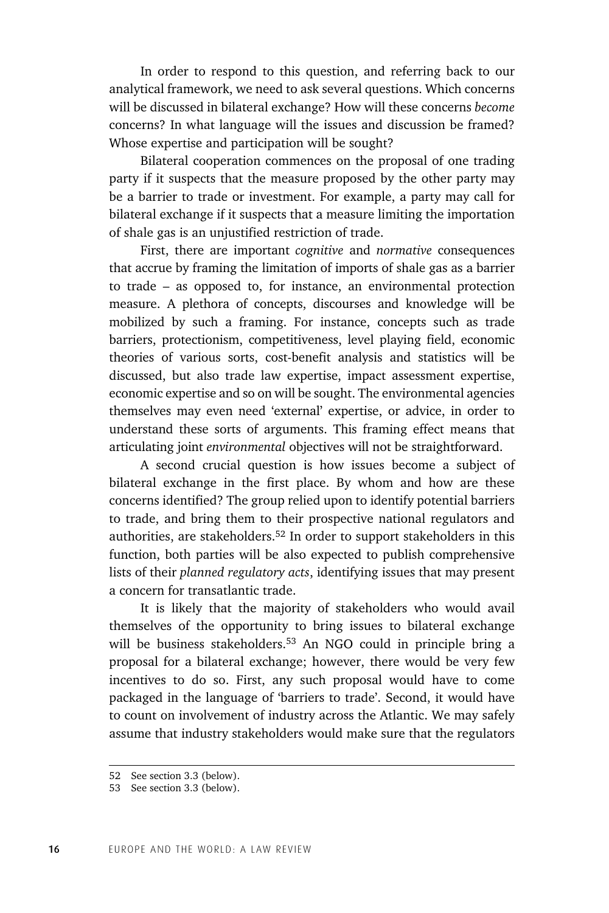In order to respond to this question, and referring back to our analytical framework, we need to ask several questions. Which concerns will be discussed in bilateral exchange? How will these concerns *become* concerns? In what language will the issues and discussion be framed? Whose expertise and participation will be sought?

Bilateral cooperation commences on the proposal of one trading party if it suspects that the measure proposed by the other party may be a barrier to trade or investment. For example, a party may call for bilateral exchange if it suspects that a measure limiting the importation of shale gas is an unjustified restriction of trade.

First, there are important *cognitive* and *normative* consequences that accrue by framing the limitation of imports of shale gas as a barrier to trade – as opposed to, for instance, an environmental protection measure. A plethora of concepts, discourses and knowledge will be mobilized by such a framing. For instance, concepts such as trade barriers, protectionism, competitiveness, level playing field, economic theories of various sorts, cost-benefit analysis and statistics will be discussed, but also trade law expertise, impact assessment expertise, economic expertise and so on will be sought. The environmental agencies themselves may even need 'external' expertise, or advice, in order to understand these sorts of arguments. This framing effect means that articulating joint *environmental* objectives will not be straightforward.

A second crucial question is how issues become a subject of bilateral exchange in the first place. By whom and how are these concerns identified? The group relied upon to identify potential barriers to trade, and bring them to their prospective national regulators and authorities, are stakeholders.[52] In order to support stakeholders in this function, both parties will be also expected to publish comprehensive lists of their *planned regulatory acts*, identifying issues that may present a concern for transatlantic trade.

It is likely that the majority of stakeholders who would avail themselves of the opportunity to bring issues to bilateral exchange will be business stakeholders.[53] An NGO could in principle bring a proposal for a bilateral exchange; however, there would be very few incentives to do so. First, any such proposal would have to come packaged in the language of 'barriers to trade'. Second, it would have to count on involvement of industry across the Atlantic. We may safely assume that industry stakeholders would make sure that the regulators

52 See section 3.3 (below).

53 See section 3.3 (below).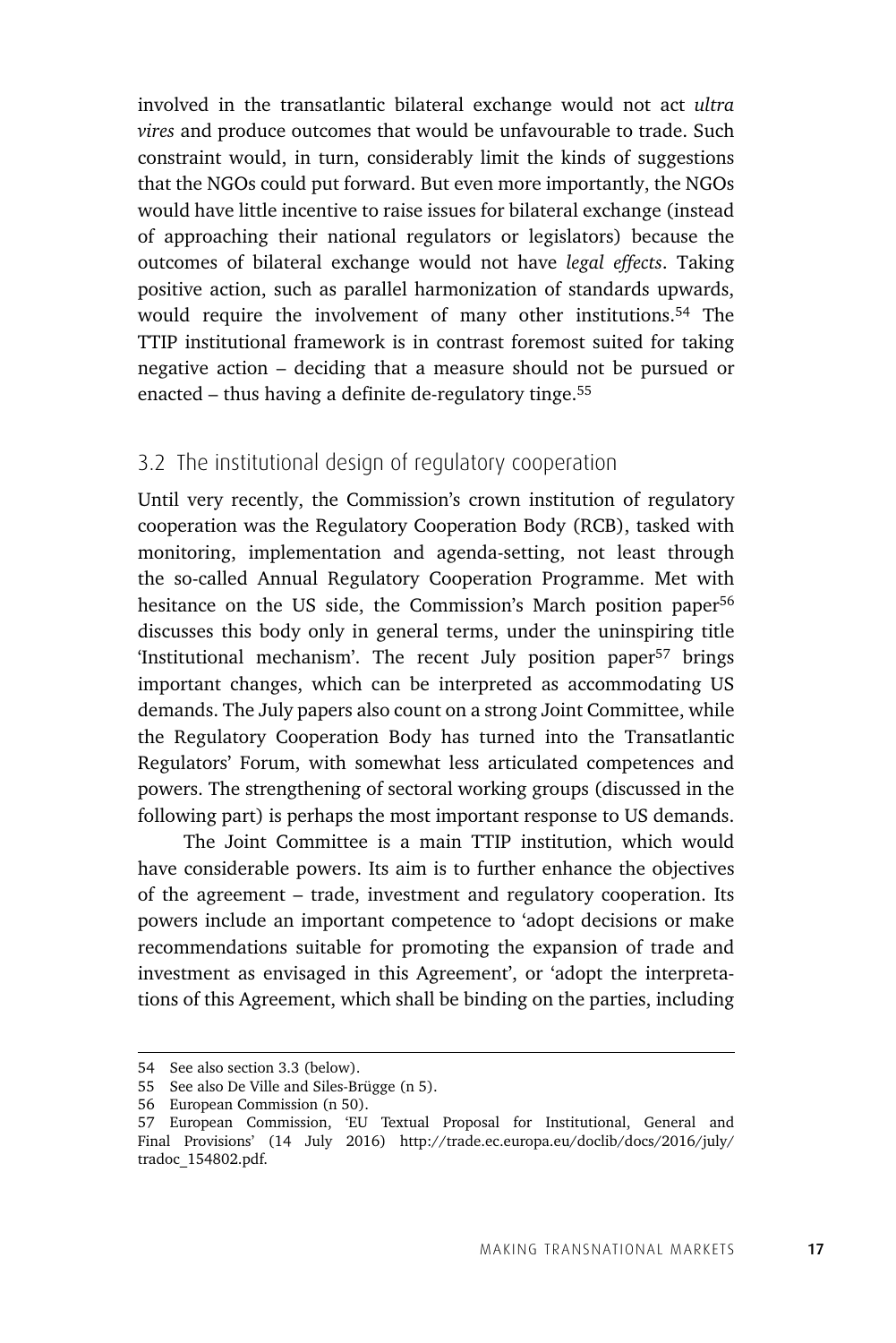involved in the transatlantic bilateral exchange would not act *ultra vires* and produce outcomes that would be unfavourable to trade. Such constraint would, in turn, considerably limit the kinds of suggestions that the NGOs could put forward. But even more importantly, the NGOs would have little incentive to raise issues for bilateral exchange (instead of approaching their national regulators or legislators) because the outcomes of bilateral exchange would not have *legal effects*. Taking positive action, such as parallel harmonization of standards upwards, would require the involvement of many other institutions.[54] The TTIP institutional framework is in contrast foremost suited for taking negative action – deciding that a measure should not be pursued or enacted – thus having a definite de-regulatory tinge.[55]

## 3.2 The institutional design of regulatory cooperation

Until very recently, the Commission's crown institution of regulatory cooperation was the Regulatory Cooperation Body (RCB), tasked with monitoring, implementation and agenda-setting, not least through the so-called Annual Regulatory Cooperation Programme. Met with hesitance on the US side, the Commission's March position paper[56] discusses this body only in general terms, under the uninspiring title 'Institutional mechanism'. The recent July position paper[57] brings important changes, which can be interpreted as accommodating US demands. The July papers also count on a strong Joint Committee, while the Regulatory Cooperation Body has turned into the Transatlantic Regulators' Forum, with somewhat less articulated competences and powers. The strengthening of sectoral working groups (discussed in the following part) is perhaps the most important response to US demands.

The Joint Committee is a main TTIP institution, which would have considerable powers. Its aim is to further enhance the objectives of the agreement – trade, investment and regulatory cooperation. Its powers include an important competence to 'adopt decisions or make recommendations suitable for promoting the expansion of trade and investment as envisaged in this Agreement', or 'adopt the interpretations of this Agreement, which shall be binding on the parties, including

---

54 See also section 3.3 (below).

55 See also De Ville and Siles-Brügge (n 5).

56 European Commission (n 50).

57 European Commission, 'EU Textual Proposal for Institutional, General and Final Provisions' (14 July 2016) http://trade.ec.europa.eu/doclib/docs/2016/july/tradoc_154802.pdf.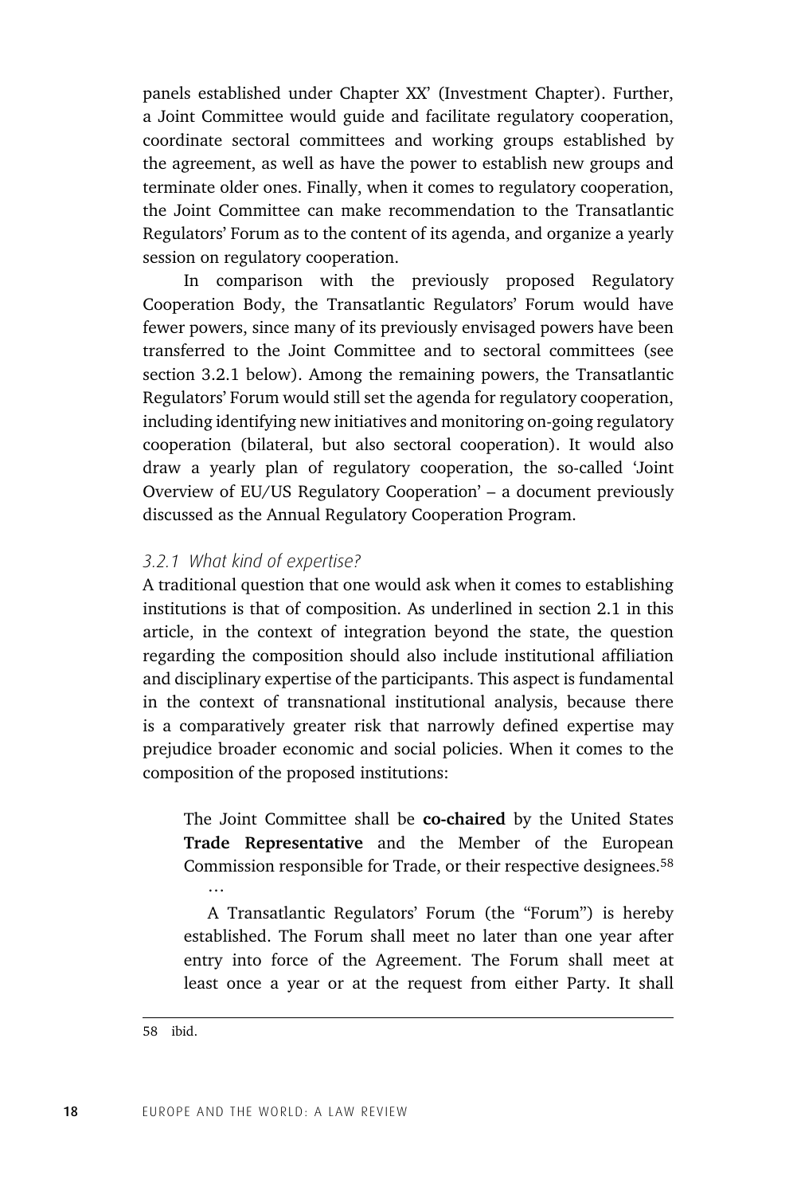panels established under Chapter XX' (Investment Chapter). Further, a Joint Committee would guide and facilitate regulatory cooperation, coordinate sectoral committees and working groups established by the agreement, as well as have the power to establish new groups and terminate older ones. Finally, when it comes to regulatory cooperation, the Joint Committee can make recommendation to the Transatlantic Regulators' Forum as to the content of its agenda, and organize a yearly session on regulatory cooperation.

In comparison with the previously proposed Regulatory Cooperation Body, the Transatlantic Regulators' Forum would have fewer powers, since many of its previously envisaged powers have been transferred to the Joint Committee and to sectoral committees (see section 3.2.1 below). Among the remaining powers, the Transatlantic Regulators' Forum would still set the agenda for regulatory cooperation, including identifying new initiatives and monitoring on-going regulatory cooperation (bilateral, but also sectoral cooperation). It would also draw a yearly plan of regulatory cooperation, the so-called 'Joint Overview of EU/US Regulatory Cooperation' – a document previously discussed as the Annual Regulatory Cooperation Program.

### *3.2.1 What kind of expertise?*

A traditional question that one would ask when it comes to establishing institutions is that of composition. As underlined in section 2.1 in this article, in the context of integration beyond the state, the question regarding the composition should also include institutional affiliation and disciplinary expertise of the participants. This aspect is fundamental in the context of transnational institutional analysis, because there is a comparatively greater risk that narrowly defined expertise may prejudice broader economic and social policies. When it comes to the composition of the proposed institutions:

> The Joint Committee shall be **co-chaired** by the United States **Trade Representative** and the Member of the European Commission responsible for Trade, or their respective designees.[58]
>
> …
>
> A Transatlantic Regulators' Forum (the "Forum") is hereby established. The Forum shall meet no later than one year after entry into force of the Agreement. The Forum shall meet at least once a year or at the request from either Party. It shall

58 ibid.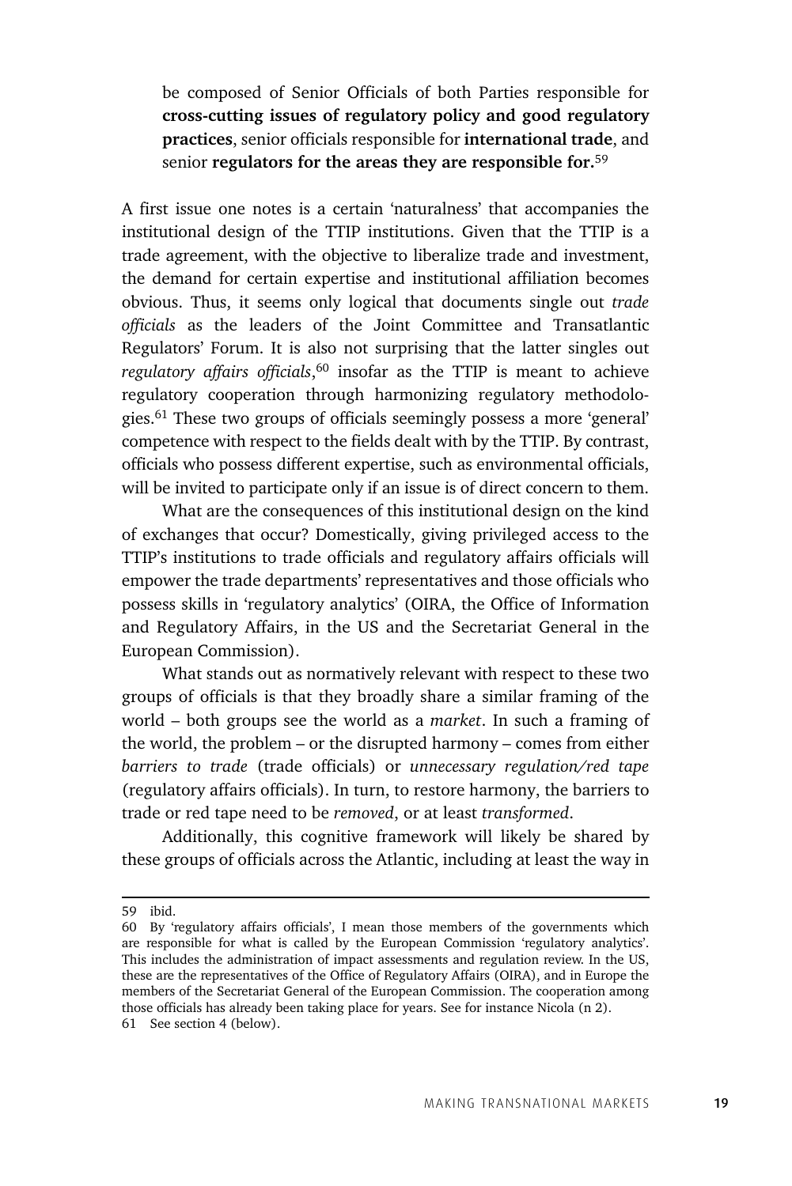> be composed of Senior Officials of both Parties responsible for **cross-cutting issues of regulatory policy and good regulatory practices**, senior officials responsible for **international trade**, and senior **regulators for the areas they are responsible for.**[59]

A first issue one notes is a certain 'naturalness' that accompanies the institutional design of the TTIP institutions. Given that the TTIP is a trade agreement, with the objective to liberalize trade and investment, the demand for certain expertise and institutional affiliation becomes obvious. Thus, it seems only logical that documents single out *trade officials* as the leaders of the Joint Committee and Transatlantic Regulators' Forum. It is also not surprising that the latter singles out *regulatory affairs officials*,[60] insofar as the TTIP is meant to achieve regulatory cooperation through harmonizing regulatory methodologies.[61] These two groups of officials seemingly possess a more 'general' competence with respect to the fields dealt with by the TTIP. By contrast, officials who possess different expertise, such as environmental officials, will be invited to participate only if an issue is of direct concern to them.

What are the consequences of this institutional design on the kind of exchanges that occur? Domestically, giving privileged access to the TTIP's institutions to trade officials and regulatory affairs officials will empower the trade departments' representatives and those officials who possess skills in 'regulatory analytics' (OIRA, the Office of Information and Regulatory Affairs, in the US and the Secretariat General in the European Commission).

What stands out as normatively relevant with respect to these two groups of officials is that they broadly share a similar framing of the world – both groups see the world as a *market*. In such a framing of the world, the problem – or the disrupted harmony – comes from either *barriers to trade* (trade officials) or *unnecessary regulation/red tape* (regulatory affairs officials). In turn, to restore harmony, the barriers to trade or red tape need to be *removed*, or at least *transformed*.

Additionally, this cognitive framework will likely be shared by these groups of officials across the Atlantic, including at least the way in

---

59 ibid.

60 By 'regulatory affairs officials', I mean those members of the governments which are responsible for what is called by the European Commission 'regulatory analytics'. This includes the administration of impact assessments and regulation review. In the US, these are the representatives of the Office of Regulatory Affairs (OIRA), and in Europe the members of the Secretariat General of the European Commission. The cooperation among those officials has already been taking place for years. See for instance Nicola (n 2).

61 See section 4 (below).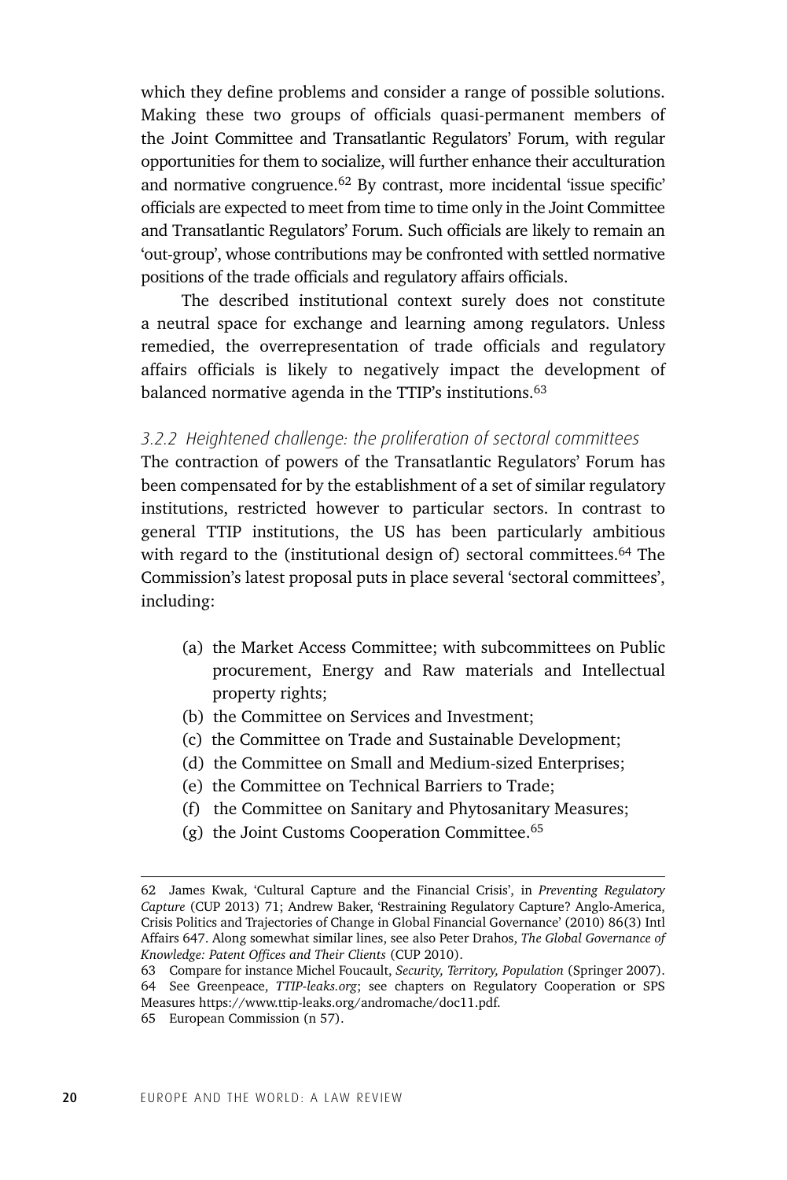which they define problems and consider a range of possible solutions. Making these two groups of officials quasi-permanent members of the Joint Committee and Transatlantic Regulators' Forum, with regular opportunities for them to socialize, will further enhance their acculturation and normative congruence.[62] By contrast, more incidental 'issue specific' officials are expected to meet from time to time only in the Joint Committee and Transatlantic Regulators' Forum. Such officials are likely to remain an 'out-group', whose contributions may be confronted with settled normative positions of the trade officials and regulatory affairs officials.

The described institutional context surely does not constitute a neutral space for exchange and learning among regulators. Unless remedied, the overrepresentation of trade officials and regulatory affairs officials is likely to negatively impact the development of balanced normative agenda in the TTIP's institutions.[63]

### *3.2.2 Heightened challenge: the proliferation of sectoral committees*

The contraction of powers of the Transatlantic Regulators' Forum has been compensated for by the establishment of a set of similar regulatory institutions, restricted however to particular sectors. In contrast to general TTIP institutions, the US has been particularly ambitious with regard to the (institutional design of) sectoral committees.[64] The Commission's latest proposal puts in place several 'sectoral committees', including:

(a) the Market Access Committee; with subcommittees on Public procurement, Energy and Raw materials and Intellectual property rights;
(b) the Committee on Services and Investment;
(c) the Committee on Trade and Sustainable Development;
(d) the Committee on Small and Medium-sized Enterprises;
(e) the Committee on Technical Barriers to Trade;
(f) the Committee on Sanitary and Phytosanitary Measures;
(g) the Joint Customs Cooperation Committee.[65]

---

62 James Kwak, 'Cultural Capture and the Financial Crisis', in *Preventing Regulatory Capture* (CUP 2013) 71; Andrew Baker, 'Restraining Regulatory Capture? Anglo-America, Crisis Politics and Trajectories of Change in Global Financial Governance' (2010) 86(3) Intl Affairs 647. Along somewhat similar lines, see also Peter Drahos, *The Global Governance of Knowledge: Patent Offices and Their Clients* (CUP 2010).

63 Compare for instance Michel Foucault, *Security, Territory, Population* (Springer 2007).

64 See Greenpeace, *TTIP-leaks.org*; see chapters on Regulatory Cooperation or SPS Measures https://www.ttip-leaks.org/andromache/doc11.pdf.

65 European Commission (n 57).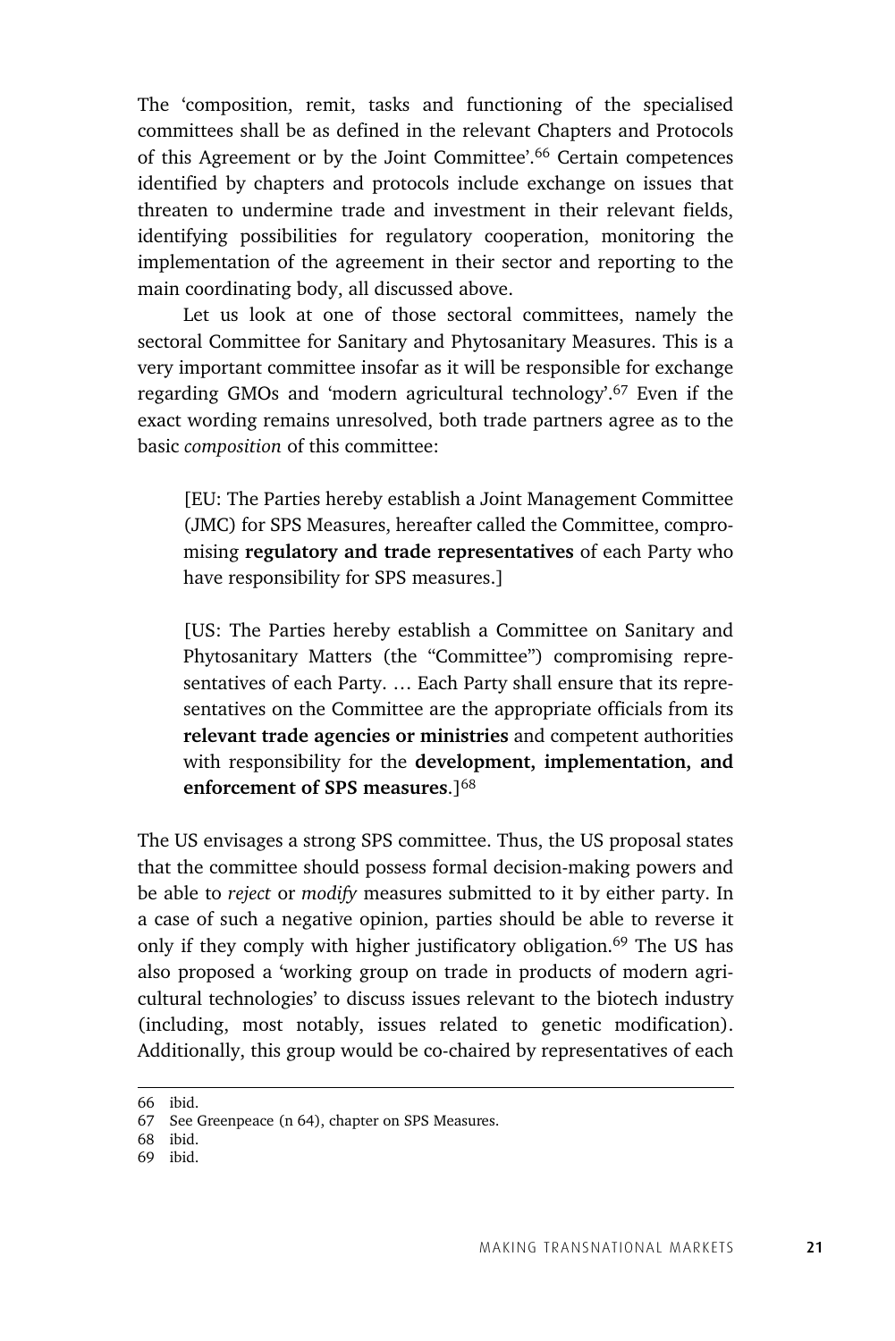The 'composition, remit, tasks and functioning of the specialised committees shall be as defined in the relevant Chapters and Protocols of this Agreement or by the Joint Committee'.[66] Certain competences identified by chapters and protocols include exchange on issues that threaten to undermine trade and investment in their relevant fields, identifying possibilities for regulatory cooperation, monitoring the implementation of the agreement in their sector and reporting to the main coordinating body, all discussed above.

Let us look at one of those sectoral committees, namely the sectoral Committee for Sanitary and Phytosanitary Measures. This is a very important committee insofar as it will be responsible for exchange regarding GMOs and 'modern agricultural technology'.[67] Even if the exact wording remains unresolved, both trade partners agree as to the basic *composition* of this committee:

> [EU: The Parties hereby establish a Joint Management Committee (JMC) for SPS Measures, hereafter called the Committee, compromising **regulatory and trade representatives** of each Party who have responsibility for SPS measures.]
>
> [US: The Parties hereby establish a Committee on Sanitary and Phytosanitary Matters (the "Committee") compromising representatives of each Party. … Each Party shall ensure that its representatives on the Committee are the appropriate officials from its **relevant trade agencies or ministries** and competent authorities with responsibility for the **development, implementation, and enforcement of SPS measures**.][68]

The US envisages a strong SPS committee. Thus, the US proposal states that the committee should possess formal decision-making powers and be able to *reject* or *modify* measures submitted to it by either party. In a case of such a negative opinion, parties should be able to reverse it only if they comply with higher justificatory obligation.[69] The US has also proposed a 'working group on trade in products of modern agricultural technologies' to discuss issues relevant to the biotech industry (including, most notably, issues related to genetic modification). Additionally, this group would be co-chaired by representatives of each

---

66 ibid.

67 See Greenpeace (n 64), chapter on SPS Measures.

68 ibid.

69 ibid.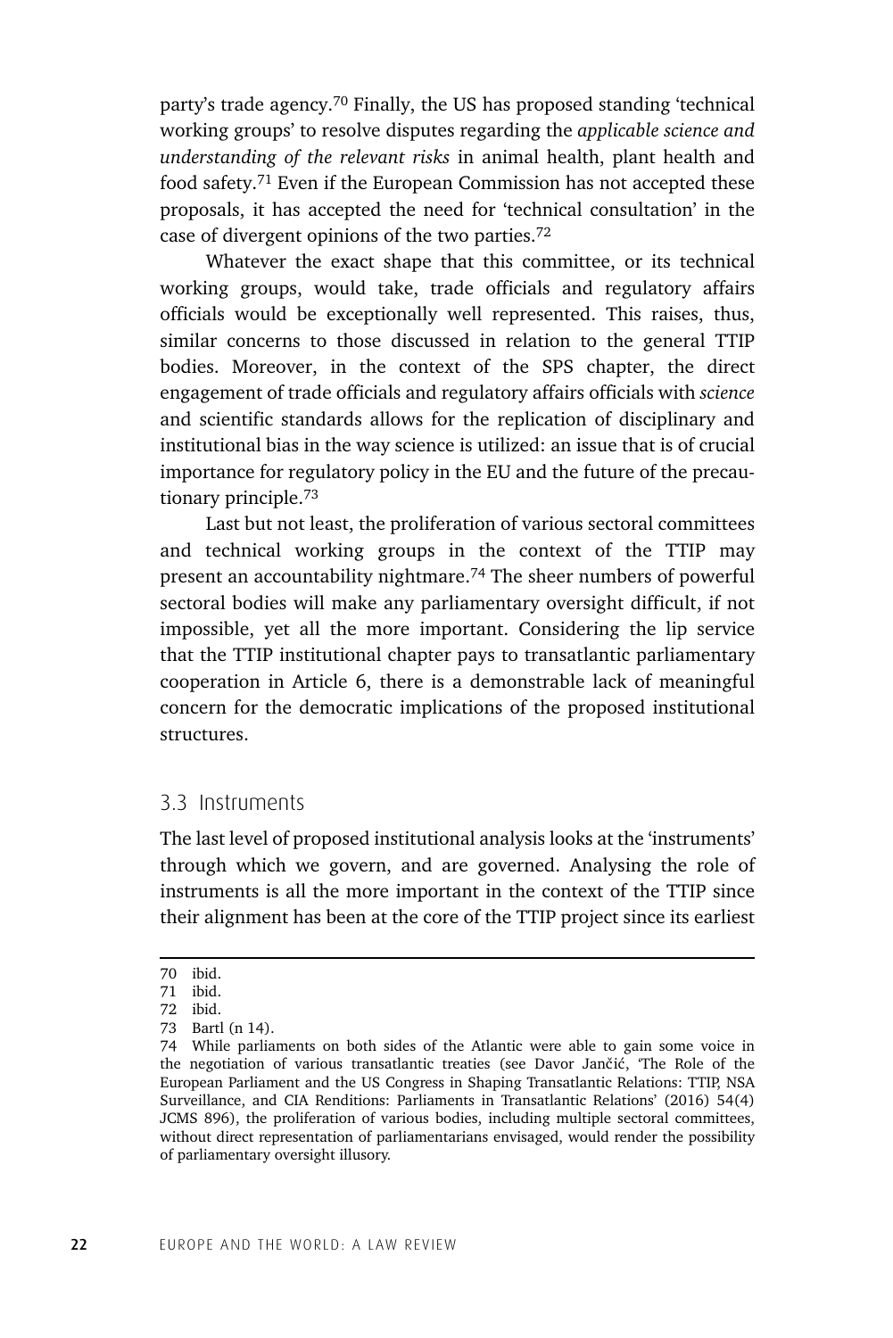party's trade agency.[70] Finally, the US has proposed standing 'technical working groups' to resolve disputes regarding the *applicable science and understanding of the relevant risks* in animal health, plant health and food safety.[71] Even if the European Commission has not accepted these proposals, it has accepted the need for 'technical consultation' in the case of divergent opinions of the two parties.[72]

Whatever the exact shape that this committee, or its technical working groups, would take, trade officials and regulatory affairs officials would be exceptionally well represented. This raises, thus, similar concerns to those discussed in relation to the general TTIP bodies. Moreover, in the context of the SPS chapter, the direct engagement of trade officials and regulatory affairs officials with *science* and scientific standards allows for the replication of disciplinary and institutional bias in the way science is utilized: an issue that is of crucial importance for regulatory policy in the EU and the future of the precautionary principle.[73]

Last but not least, the proliferation of various sectoral committees and technical working groups in the context of the TTIP may present an accountability nightmare.[74] The sheer numbers of powerful sectoral bodies will make any parliamentary oversight difficult, if not impossible, yet all the more important. Considering the lip service that the TTIP institutional chapter pays to transatlantic parliamentary cooperation in Article 6, there is a demonstrable lack of meaningful concern for the democratic implications of the proposed institutional structures.

### 3.3 Instruments

The last level of proposed institutional analysis looks at the 'instruments' through which we govern, and are governed. Analysing the role of instruments is all the more important in the context of the TTIP since their alignment has been at the core of the TTIP project since its earliest

---

70 ibid.

71 ibid.

72 ibid.

73 Bartl (n 14).

74 While parliaments on both sides of the Atlantic were able to gain some voice in the negotiation of various transatlantic treaties (see Davor Jančić, 'The Role of the European Parliament and the US Congress in Shaping Transatlantic Relations: TTIP, NSA Surveillance, and CIA Renditions: Parliaments in Transatlantic Relations' (2016) 54(4) JCMS 896), the proliferation of various bodies, including multiple sectoral committees, without direct representation of parliamentarians envisaged, would render the possibility of parliamentary oversight illusory.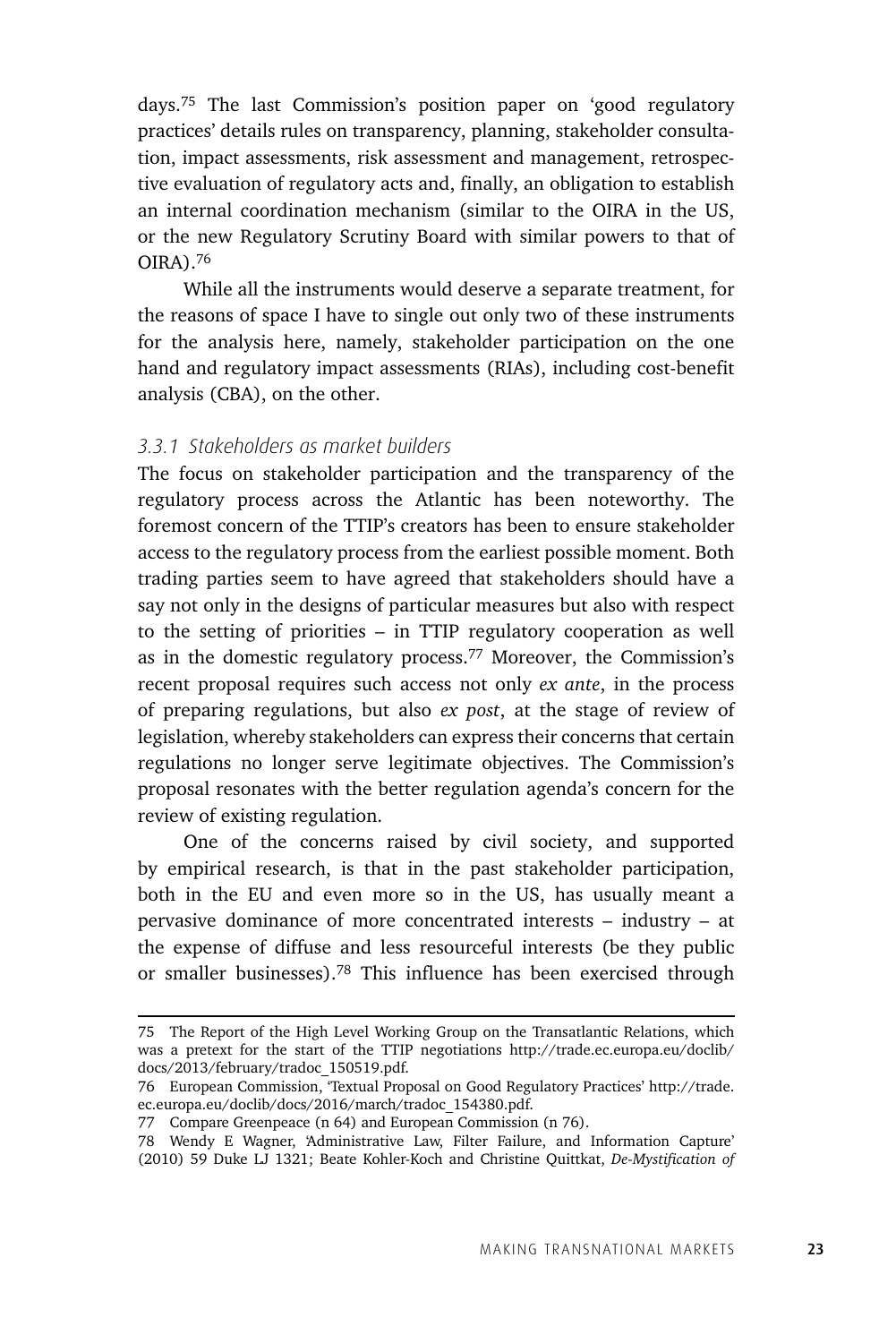days.[75] The last Commission's position paper on 'good regulatory practices' details rules on transparency, planning, stakeholder consultation, impact assessments, risk assessment and management, retrospective evaluation of regulatory acts and, finally, an obligation to establish an internal coordination mechanism (similar to the OIRA in the US, or the new Regulatory Scrutiny Board with similar powers to that of OIRA).[76]

While all the instruments would deserve a separate treatment, for the reasons of space I have to single out only two of these instruments for the analysis here, namely, stakeholder participation on the one hand and regulatory impact assessments (RIAs), including cost-benefit analysis (CBA), on the other.

### *3.3.1 Stakeholders as market builders*

The focus on stakeholder participation and the transparency of the regulatory process across the Atlantic has been noteworthy. The foremost concern of the TTIP's creators has been to ensure stakeholder access to the regulatory process from the earliest possible moment. Both trading parties seem to have agreed that stakeholders should have a say not only in the designs of particular measures but also with respect to the setting of priorities – in TTIP regulatory cooperation as well as in the domestic regulatory process.[77] Moreover, the Commission's recent proposal requires such access not only *ex ante*, in the process of preparing regulations, but also *ex post*, at the stage of review of legislation, whereby stakeholders can express their concerns that certain regulations no longer serve legitimate objectives. The Commission's proposal resonates with the better regulation agenda's concern for the review of existing regulation.

One of the concerns raised by civil society, and supported by empirical research, is that in the past stakeholder participation, both in the EU and even more so in the US, has usually meant a pervasive dominance of more concentrated interests – industry – at the expense of diffuse and less resourceful interests (be they public or smaller businesses).[78] This influence has been exercised through

---

75 The Report of the High Level Working Group on the Transatlantic Relations, which was a pretext for the start of the TTIP negotiations http://trade.ec.europa.eu/doclib/docs/2013/february/tradoc_150519.pdf.

76 European Commission, 'Textual Proposal on Good Regulatory Practices' http://trade.ec.europa.eu/doclib/docs/2016/march/tradoc_154380.pdf.

77 Compare Greenpeace (n 64) and European Commission (n 76).

78 Wendy E Wagner, 'Administrative Law, Filter Failure, and Information Capture' (2010) 59 Duke LJ 1321; Beate Kohler-Koch and Christine Quittkat, *De-Mystification of*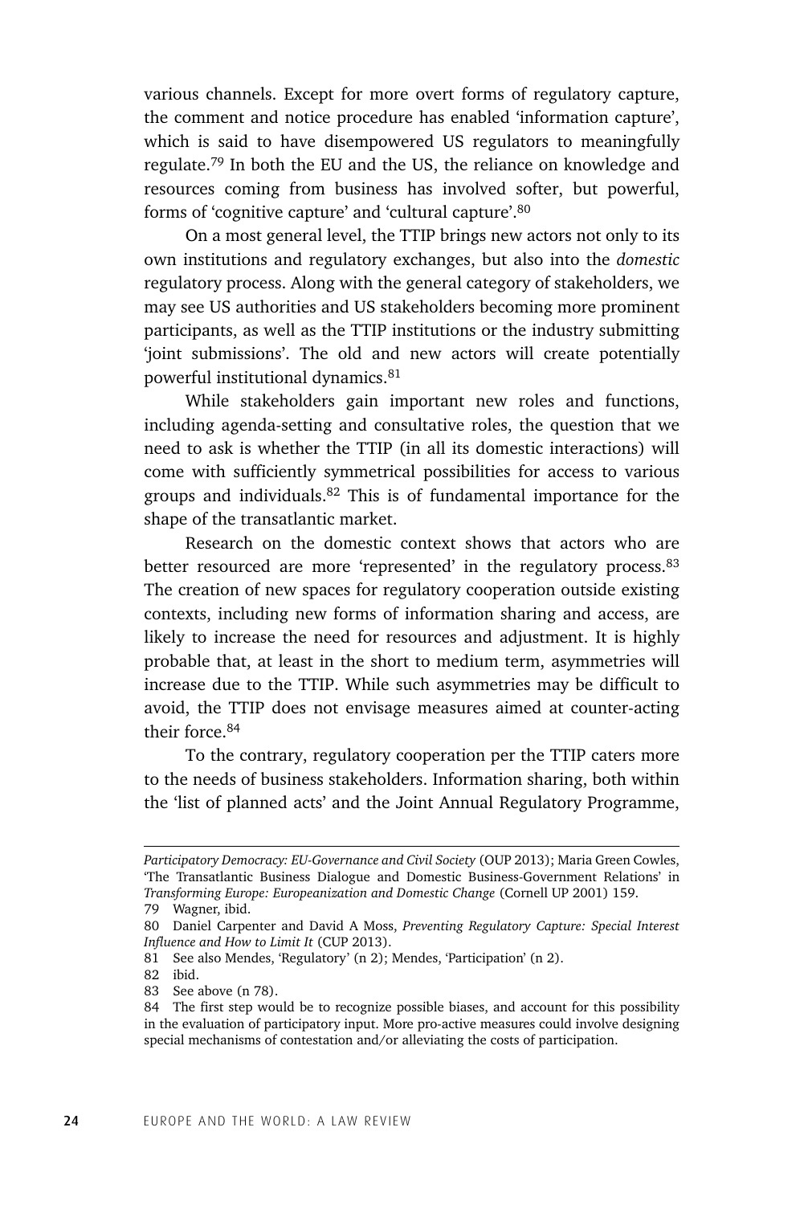various channels. Except for more overt forms of regulatory capture, the comment and notice procedure has enabled 'information capture', which is said to have disempowered US regulators to meaningfully regulate.[79] In both the EU and the US, the reliance on knowledge and resources coming from business has involved softer, but powerful, forms of 'cognitive capture' and 'cultural capture'.[80]

On a most general level, the TTIP brings new actors not only to its own institutions and regulatory exchanges, but also into the *domestic* regulatory process. Along with the general category of stakeholders, we may see US authorities and US stakeholders becoming more prominent participants, as well as the TTIP institutions or the industry submitting 'joint submissions'. The old and new actors will create potentially powerful institutional dynamics.[81]

While stakeholders gain important new roles and functions, including agenda-setting and consultative roles, the question that we need to ask is whether the TTIP (in all its domestic interactions) will come with sufficiently symmetrical possibilities for access to various groups and individuals.[82] This is of fundamental importance for the shape of the transatlantic market.

Research on the domestic context shows that actors who are better resourced are more 'represented' in the regulatory process.[83] The creation of new spaces for regulatory cooperation outside existing contexts, including new forms of information sharing and access, are likely to increase the need for resources and adjustment. It is highly probable that, at least in the short to medium term, asymmetries will increase due to the TTIP. While such asymmetries may be difficult to avoid, the TTIP does not envisage measures aimed at counter-acting their force.[84]

To the contrary, regulatory cooperation per the TTIP caters more to the needs of business stakeholders. Information sharing, both within the 'list of planned acts' and the Joint Annual Regulatory Programme,

---

*Participatory Democracy: EU-Governance and Civil Society* (OUP 2013); Maria Green Cowles, 'The Transatlantic Business Dialogue and Domestic Business-Government Relations' in *Transforming Europe: Europeanization and Domestic Change* (Cornell UP 2001) 159.

79 Wagner, ibid.

80 Daniel Carpenter and David A Moss, *Preventing Regulatory Capture: Special Interest Influence and How to Limit It* (CUP 2013).

81 See also Mendes, 'Regulatory' (n 2); Mendes, 'Participation' (n 2).

82 ibid.

83 See above (n 78).

84 The first step would be to recognize possible biases, and account for this possibility in the evaluation of participatory input. More pro-active measures could involve designing special mechanisms of contestation and/or alleviating the costs of participation.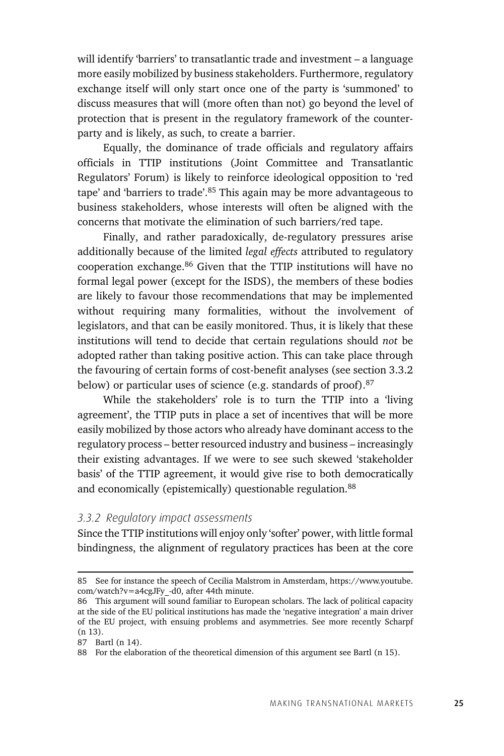will identify 'barriers' to transatlantic trade and investment – a language more easily mobilized by business stakeholders. Furthermore, regulatory exchange itself will only start once one of the party is 'summoned' to discuss measures that will (more often than not) go beyond the level of protection that is present in the regulatory framework of the counterparty and is likely, as such, to create a barrier.

Equally, the dominance of trade officials and regulatory affairs officials in TTIP institutions (Joint Committee and Transatlantic Regulators' Forum) is likely to reinforce ideological opposition to 'red tape' and 'barriers to trade'.[85] This again may be more advantageous to business stakeholders, whose interests will often be aligned with the concerns that motivate the elimination of such barriers/red tape.

Finally, and rather paradoxically, de-regulatory pressures arise additionally because of the limited *legal effects* attributed to regulatory cooperation exchange.[86] Given that the TTIP institutions will have no formal legal power (except for the ISDS), the members of these bodies are likely to favour those recommendations that may be implemented without requiring many formalities, without the involvement of legislators, and that can be easily monitored. Thus, it is likely that these institutions will tend to decide that certain regulations should *not* be adopted rather than taking positive action. This can take place through the favouring of certain forms of cost-benefit analyses (see section 3.3.2 below) or particular uses of science (e.g. standards of proof).[87]

While the stakeholders' role is to turn the TTIP into a 'living agreement', the TTIP puts in place a set of incentives that will be more easily mobilized by those actors who already have dominant access to the regulatory process – better resourced industry and business – increasingly their existing advantages. If we were to see such skewed 'stakeholder basis' of the TTIP agreement, it would give rise to both democratically and economically (epistemically) questionable regulation.[88]

### *3.3.2 Regulatory impact assessments*

Since the TTIP institutions will enjoy only 'softer' power, with little formal bindingness, the alignment of regulatory practices has been at the core

---

85 See for instance the speech of Cecilia Malstrom in Amsterdam, https://www.youtube.com/watch?v=a4cgJFy_-d0, after 44th minute.

86 This argument will sound familiar to European scholars. The lack of political capacity at the side of the EU political institutions has made the 'negative integration' a main driver of the EU project, with ensuing problems and asymmetries. See more recently Scharpf (n 13).

87 Bartl (n 14).

88 For the elaboration of the theoretical dimension of this argument see Bartl (n 15).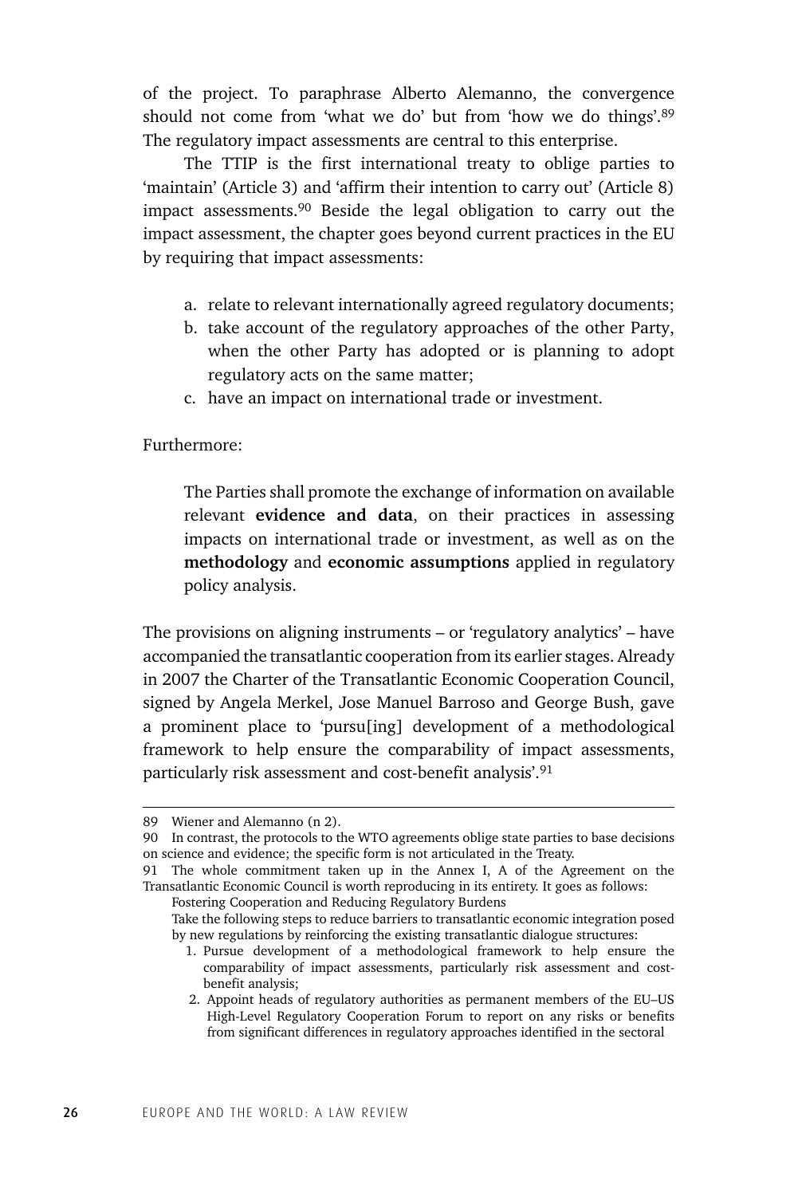of the project. To paraphrase Alberto Alemanno, the convergence should not come from 'what we do' but from 'how we do things'.[89] The regulatory impact assessments are central to this enterprise.

The TTIP is the first international treaty to oblige parties to 'maintain' (Article 3) and 'affirm their intention to carry out' (Article 8) impact assessments.[90] Beside the legal obligation to carry out the impact assessment, the chapter goes beyond current practices in the EU by requiring that impact assessments:

a. relate to relevant internationally agreed regulatory documents;
b. take account of the regulatory approaches of the other Party, when the other Party has adopted or is planning to adopt regulatory acts on the same matter;
c. have an impact on international trade or investment.

Furthermore:

> The Parties shall promote the exchange of information on available relevant **evidence and data**, on their practices in assessing impacts on international trade or investment, as well as on the **methodology** and **economic assumptions** applied in regulatory policy analysis.

The provisions on aligning instruments – or 'regulatory analytics' – have accompanied the transatlantic cooperation from its earlier stages. Already in 2007 the Charter of the Transatlantic Economic Cooperation Council, signed by Angela Merkel, Jose Manuel Barroso and George Bush, gave a prominent place to 'pursu[ing] development of a methodological framework to help ensure the comparability of impact assessments, particularly risk assessment and cost-benefit analysis'.[91]

---

89 Wiener and Alemanno (n 2).

90 In contrast, the protocols to the WTO agreements oblige state parties to base decisions on science and evidence; the specific form is not articulated in the Treaty.

91 The whole commitment taken up in the Annex I, A of the Agreement on the Transatlantic Economic Council is worth reproducing in its entirety. It goes as follows:

> Fostering Cooperation and Reducing Regulatory Burdens
>
> Take the following steps to reduce barriers to transatlantic economic integration posed by new regulations by reinforcing the existing transatlantic dialogue structures:
>
> 1. Pursue development of a methodological framework to help ensure the comparability of impact assessments, particularly risk assessment and cost-benefit analysis;
> 2. Appoint heads of regulatory authorities as permanent members of the EU–US High-Level Regulatory Cooperation Forum to report on any risks or benefits from significant differences in regulatory approaches identified in the sectoral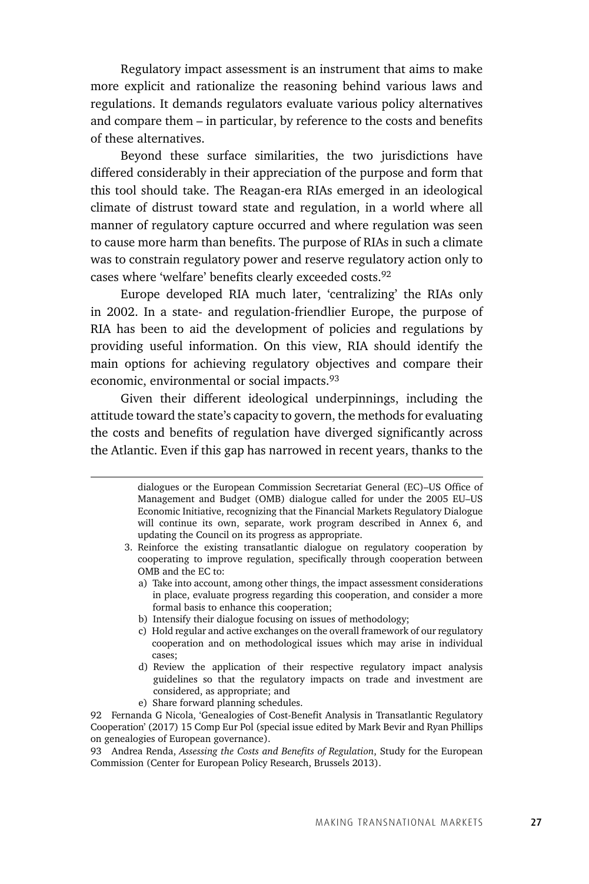Regulatory impact assessment is an instrument that aims to make more explicit and rationalize the reasoning behind various laws and regulations. It demands regulators evaluate various policy alternatives and compare them – in particular, by reference to the costs and benefits of these alternatives.

Beyond these surface similarities, the two jurisdictions have differed considerably in their appreciation of the purpose and form that this tool should take. The Reagan-era RIAs emerged in an ideological climate of distrust toward state and regulation, in a world where all manner of regulatory capture occurred and where regulation was seen to cause more harm than benefits. The purpose of RIAs in such a climate was to constrain regulatory power and reserve regulatory action only to cases where 'welfare' benefits clearly exceeded costs.[92]

Europe developed RIA much later, 'centralizing' the RIAs only in 2002. In a state- and regulation-friendlier Europe, the purpose of RIA has been to aid the development of policies and regulations by providing useful information. On this view, RIA should identify the main options for achieving regulatory objectives and compare their economic, environmental or social impacts.[93]

Given their different ideological underpinnings, including the attitude toward the state's capacity to govern, the methods for evaluating the costs and benefits of regulation have diverged significantly across the Atlantic. Even if this gap has narrowed in recent years, thanks to the

---

dialogues or the European Commission Secretariat General (EC)–US Office of Management and Budget (OMB) dialogue called for under the 2005 EU–US Economic Initiative, recognizing that the Financial Markets Regulatory Dialogue will continue its own, separate, work program described in Annex 6, and updating the Council on its progress as appropriate.

3. Reinforce the existing transatlantic dialogue on regulatory cooperation by cooperating to improve regulation, specifically through cooperation between OMB and the EC to:
   a) Take into account, among other things, the impact assessment considerations in place, evaluate progress regarding this cooperation, and consider a more formal basis to enhance this cooperation;
   b) Intensify their dialogue focusing on issues of methodology;
   c) Hold regular and active exchanges on the overall framework of our regulatory cooperation and on methodological issues which may arise in individual cases;
   d) Review the application of their respective regulatory impact analysis guidelines so that the regulatory impacts on trade and investment are considered, as appropriate; and
   e) Share forward planning schedules.

92 Fernanda G Nicola, 'Genealogies of Cost-Benefit Analysis in Transatlantic Regulatory Cooperation' (2017) 15 Comp Eur Pol (special issue edited by Mark Bevir and Ryan Phillips on genealogies of European governance).

93 Andrea Renda, *Assessing the Costs and Benefits of Regulation*, Study for the European Commission (Center for European Policy Research, Brussels 2013).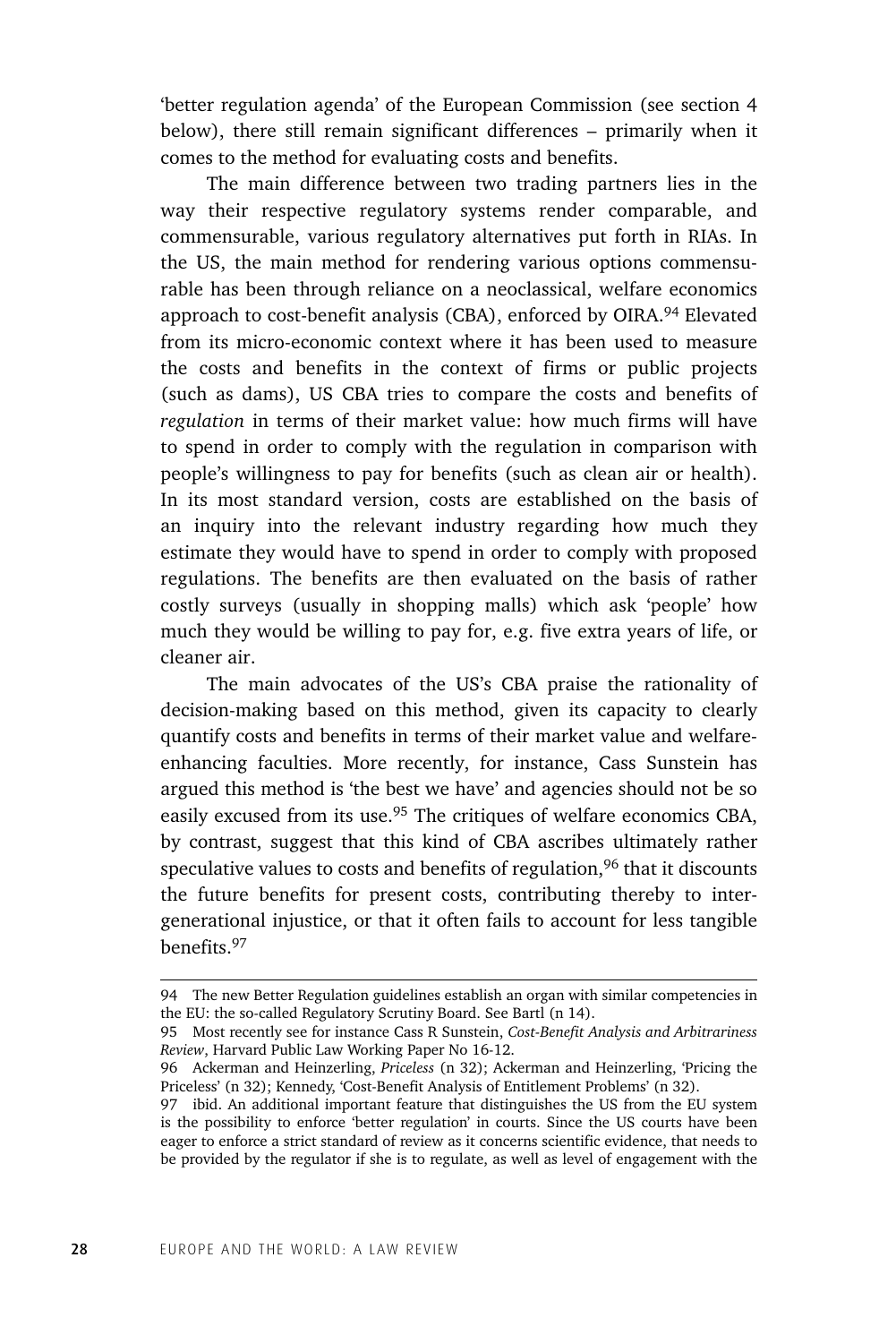'better regulation agenda' of the European Commission (see section 4 below), there still remain significant differences – primarily when it comes to the method for evaluating costs and benefits.

The main difference between two trading partners lies in the way their respective regulatory systems render comparable, and commensurable, various regulatory alternatives put forth in RIAs. In the US, the main method for rendering various options commensurable has been through reliance on a neoclassical, welfare economics approach to cost-benefit analysis (CBA), enforced by OIRA.[94] Elevated from its micro-economic context where it has been used to measure the costs and benefits in the context of firms or public projects (such as dams), US CBA tries to compare the costs and benefits of *regulation* in terms of their market value: how much firms will have to spend in order to comply with the regulation in comparison with people's willingness to pay for benefits (such as clean air or health). In its most standard version, costs are established on the basis of an inquiry into the relevant industry regarding how much they estimate they would have to spend in order to comply with proposed regulations. The benefits are then evaluated on the basis of rather costly surveys (usually in shopping malls) which ask 'people' how much they would be willing to pay for, e.g. five extra years of life, or cleaner air.

The main advocates of the US's CBA praise the rationality of decision-making based on this method, given its capacity to clearly quantify costs and benefits in terms of their market value and welfare-enhancing faculties. More recently, for instance, Cass Sunstein has argued this method is 'the best we have' and agencies should not be so easily excused from its use.[95] The critiques of welfare economics CBA, by contrast, suggest that this kind of CBA ascribes ultimately rather speculative values to costs and benefits of regulation,[96] that it discounts the future benefits for present costs, contributing thereby to intergenerational injustice, or that it often fails to account for less tangible benefits.[97]

---

94 The new Better Regulation guidelines establish an organ with similar competencies in the EU: the so-called Regulatory Scrutiny Board. See Bartl (n 14).

95 Most recently see for instance Cass R Sunstein, *Cost-Benefit Analysis and Arbitrariness Review*, Harvard Public Law Working Paper No 16-12.

96 Ackerman and Heinzerling, *Priceless* (n 32); Ackerman and Heinzerling, 'Pricing the Priceless' (n 32); Kennedy, 'Cost-Benefit Analysis of Entitlement Problems' (n 32).

97 ibid. An additional important feature that distinguishes the US from the EU system is the possibility to enforce 'better regulation' in courts. Since the US courts have been eager to enforce a strict standard of review as it concerns scientific evidence, that needs to be provided by the regulator if she is to regulate, as well as level of engagement with the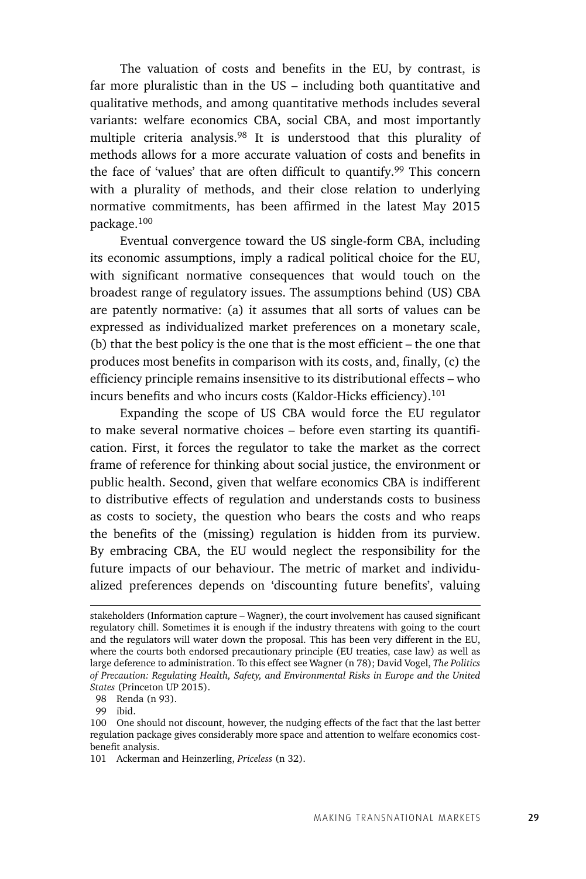The valuation of costs and benefits in the EU, by contrast, is far more pluralistic than in the US – including both quantitative and qualitative methods, and among quantitative methods includes several variants: welfare economics CBA, social CBA, and most importantly multiple criteria analysis.[98] It is understood that this plurality of methods allows for a more accurate valuation of costs and benefits in the face of 'values' that are often difficult to quantify.[99] This concern with a plurality of methods, and their close relation to underlying normative commitments, has been affirmed in the latest May 2015 package.[100]

Eventual convergence toward the US single-form CBA, including its economic assumptions, imply a radical political choice for the EU, with significant normative consequences that would touch on the broadest range of regulatory issues. The assumptions behind (US) CBA are patently normative: (a) it assumes that all sorts of values can be expressed as individualized market preferences on a monetary scale, (b) that the best policy is the one that is the most efficient – the one that produces most benefits in comparison with its costs, and, finally, (c) the efficiency principle remains insensitive to its distributional effects – who incurs benefits and who incurs costs (Kaldor-Hicks efficiency).[101]

Expanding the scope of US CBA would force the EU regulator to make several normative choices – before even starting its quantification. First, it forces the regulator to take the market as the correct frame of reference for thinking about social justice, the environment or public health. Second, given that welfare economics CBA is indifferent to distributive effects of regulation and understands costs to business as costs to society, the question who bears the costs and who reaps the benefits of the (missing) regulation is hidden from its purview. By embracing CBA, the EU would neglect the responsibility for the future impacts of our behaviour. The metric of market and individualized preferences depends on 'discounting future benefits', valuing

---

stakeholders (Information capture – Wagner), the court involvement has caused significant regulatory chill. Sometimes it is enough if the industry threatens with going to the court and the regulators will water down the proposal. This has been very different in the EU, where the courts both endorsed precautionary principle (EU treaties, case law) as well as large deference to administration. To this effect see Wagner (n 78); David Vogel, *The Politics of Precaution: Regulating Health, Safety, and Environmental Risks in Europe and the United States* (Princeton UP 2015).

98 Renda (n 93).

99 ibid.

100 One should not discount, however, the nudging effects of the fact that the last better regulation package gives considerably more space and attention to welfare economics cost-benefit analysis.

101 Ackerman and Heinzerling, *Priceless* (n 32).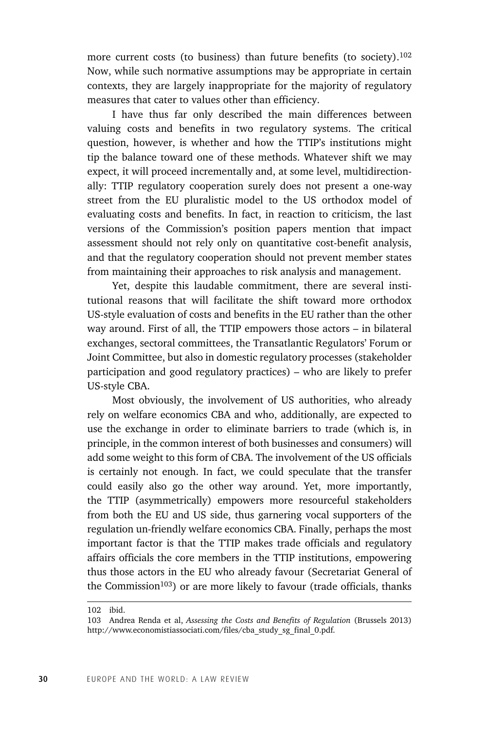more current costs (to business) than future benefits (to society).[102] Now, while such normative assumptions may be appropriate in certain contexts, they are largely inappropriate for the majority of regulatory measures that cater to values other than efficiency.

I have thus far only described the main differences between valuing costs and benefits in two regulatory systems. The critical question, however, is whether and how the TTIP's institutions might tip the balance toward one of these methods. Whatever shift we may expect, it will proceed incrementally and, at some level, multidirectionally: TTIP regulatory cooperation surely does not present a one-way street from the EU pluralistic model to the US orthodox model of evaluating costs and benefits. In fact, in reaction to criticism, the last versions of the Commission's position papers mention that impact assessment should not rely only on quantitative cost-benefit analysis, and that the regulatory cooperation should not prevent member states from maintaining their approaches to risk analysis and management.

Yet, despite this laudable commitment, there are several institutional reasons that will facilitate the shift toward more orthodox US-style evaluation of costs and benefits in the EU rather than the other way around. First of all, the TTIP empowers those actors – in bilateral exchanges, sectoral committees, the Transatlantic Regulators' Forum or Joint Committee, but also in domestic regulatory processes (stakeholder participation and good regulatory practices) – who are likely to prefer US-style CBA.

Most obviously, the involvement of US authorities, who already rely on welfare economics CBA and who, additionally, are expected to use the exchange in order to eliminate barriers to trade (which is, in principle, in the common interest of both businesses and consumers) will add some weight to this form of CBA. The involvement of the US officials is certainly not enough. In fact, we could speculate that the transfer could easily also go the other way around. Yet, more importantly, the TTIP (asymmetrically) empowers more resourceful stakeholders from both the EU and US side, thus garnering vocal supporters of the regulation un-friendly welfare economics CBA. Finally, perhaps the most important factor is that the TTIP makes trade officials and regulatory affairs officials the core members in the TTIP institutions, empowering thus those actors in the EU who already favour (Secretariat General of the Commission[103]) or are more likely to favour (trade officials, thanks

---

102 ibid.

103 Andrea Renda et al, *Assessing the Costs and Benefits of Regulation* (Brussels 2013) http://www.economistiassociati.com/files/cba_study_sg_final_0.pdf.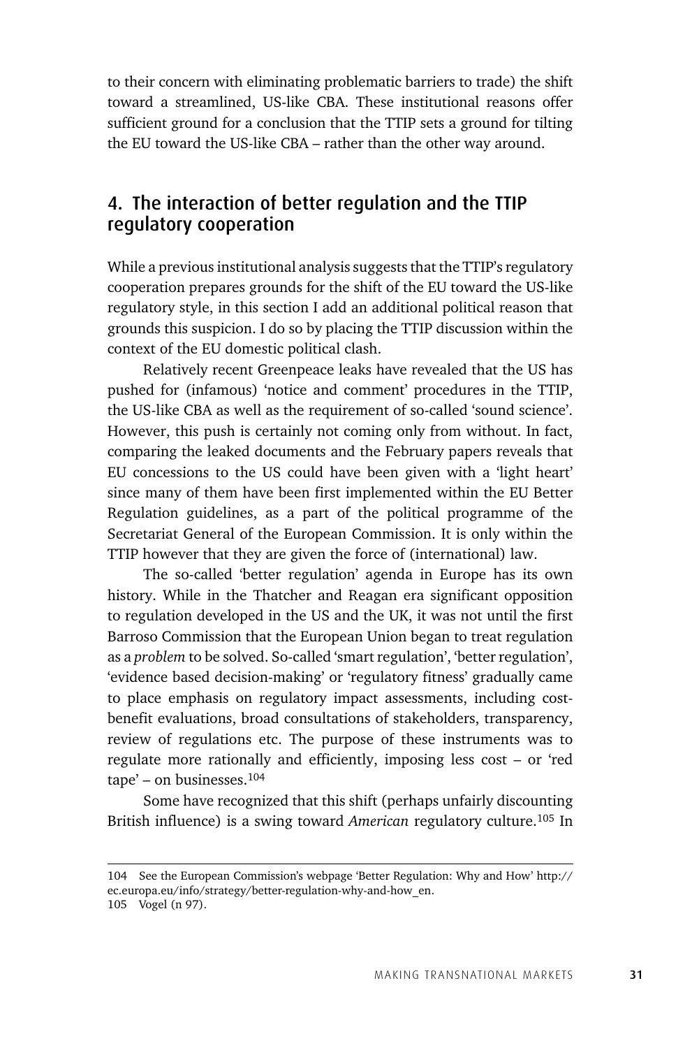to their concern with eliminating problematic barriers to trade) the shift toward a streamlined, US-like CBA. These institutional reasons offer sufficient ground for a conclusion that the TTIP sets a ground for tilting the EU toward the US-like CBA – rather than the other way around.

## 4. The interaction of better regulation and the TTIP regulatory cooperation

While a previous institutional analysis suggests that the TTIP's regulatory cooperation prepares grounds for the shift of the EU toward the US-like regulatory style, in this section I add an additional political reason that grounds this suspicion. I do so by placing the TTIP discussion within the context of the EU domestic political clash.

Relatively recent Greenpeace leaks have revealed that the US has pushed for (infamous) 'notice and comment' procedures in the TTIP, the US-like CBA as well as the requirement of so-called 'sound science'. However, this push is certainly not coming only from without. In fact, comparing the leaked documents and the February papers reveals that EU concessions to the US could have been given with a 'light heart' since many of them have been first implemented within the EU Better Regulation guidelines, as a part of the political programme of the Secretariat General of the European Commission. It is only within the TTIP however that they are given the force of (international) law.

The so-called 'better regulation' agenda in Europe has its own history. While in the Thatcher and Reagan era significant opposition to regulation developed in the US and the UK, it was not until the first Barroso Commission that the European Union began to treat regulation as a *problem* to be solved. So-called 'smart regulation', 'better regulation', 'evidence based decision-making' or 'regulatory fitness' gradually came to place emphasis on regulatory impact assessments, including cost-benefit evaluations, broad consultations of stakeholders, transparency, review of regulations etc. The purpose of these instruments was to regulate more rationally and efficiently, imposing less cost – or 'red tape' – on businesses.[104]

Some have recognized that this shift (perhaps unfairly discounting British influence) is a swing toward *American* regulatory culture.[105] In

---

104 See the European Commission's webpage 'Better Regulation: Why and How' http://ec.europa.eu/info/strategy/better-regulation-why-and-how_en.

105 Vogel (n 97).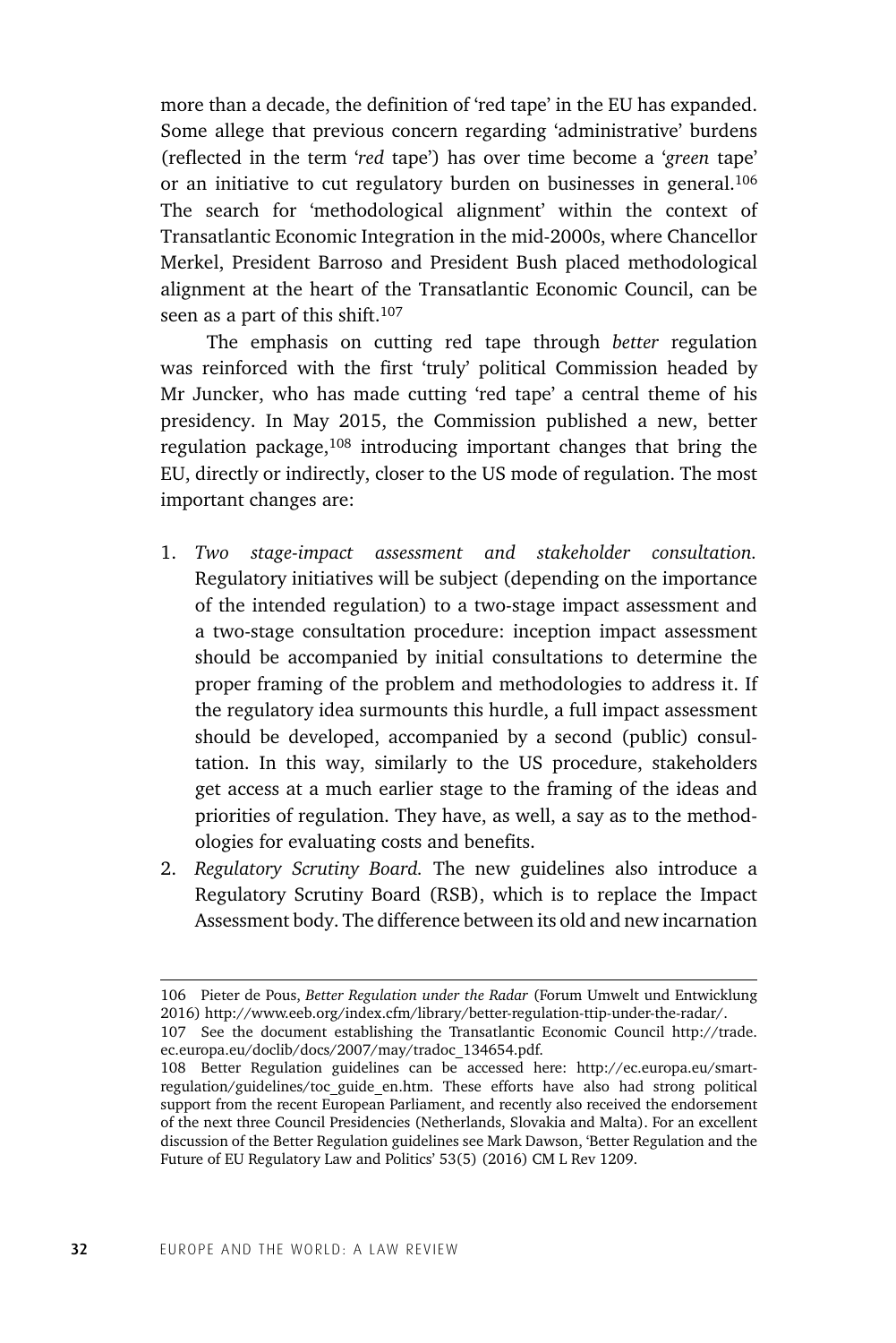more than a decade, the definition of 'red tape' in the EU has expanded. Some allege that previous concern regarding 'administrative' burdens (reflected in the term '*red* tape') has over time become a '*green* tape' or an initiative to cut regulatory burden on businesses in general.[106] The search for 'methodological alignment' within the context of Transatlantic Economic Integration in the mid-2000s, where Chancellor Merkel, President Barroso and President Bush placed methodological alignment at the heart of the Transatlantic Economic Council, can be seen as a part of this shift.[107]

The emphasis on cutting red tape through *better* regulation was reinforced with the first 'truly' political Commission headed by Mr Juncker, who has made cutting 'red tape' a central theme of his presidency. In May 2015, the Commission published a new, better regulation package,[108] introducing important changes that bring the EU, directly or indirectly, closer to the US mode of regulation. The most important changes are:

1. *Two stage-impact assessment and stakeholder consultation.* Regulatory initiatives will be subject (depending on the importance of the intended regulation) to a two-stage impact assessment and a two-stage consultation procedure: inception impact assessment should be accompanied by initial consultations to determine the proper framing of the problem and methodologies to address it. If the regulatory idea surmounts this hurdle, a full impact assessment should be developed, accompanied by a second (public) consultation. In this way, similarly to the US procedure, stakeholders get access at a much earlier stage to the framing of the ideas and priorities of regulation. They have, as well, a say as to the methodologies for evaluating costs and benefits.
2. *Regulatory Scrutiny Board.* The new guidelines also introduce a Regulatory Scrutiny Board (RSB), which is to replace the Impact Assessment body. The difference between its old and new incarnation

---

106 Pieter de Pous, *Better Regulation under the Radar* (Forum Umwelt und Entwicklung 2016) http://www.eeb.org/index.cfm/library/better-regulation-ttip-under-the-radar/.

107 See the document establishing the Transatlantic Economic Council http://trade.ec.europa.eu/doclib/docs/2007/may/tradoc_134654.pdf.

108 Better Regulation guidelines can be accessed here: http://ec.europa.eu/smart-regulation/guidelines/toc_guide_en.htm. These efforts have also had strong political support from the recent European Parliament, and recently also received the endorsement of the next three Council Presidencies (Netherlands, Slovakia and Malta). For an excellent discussion of the Better Regulation guidelines see Mark Dawson, 'Better Regulation and the Future of EU Regulatory Law and Politics' 53(5) (2016) CM L Rev 1209.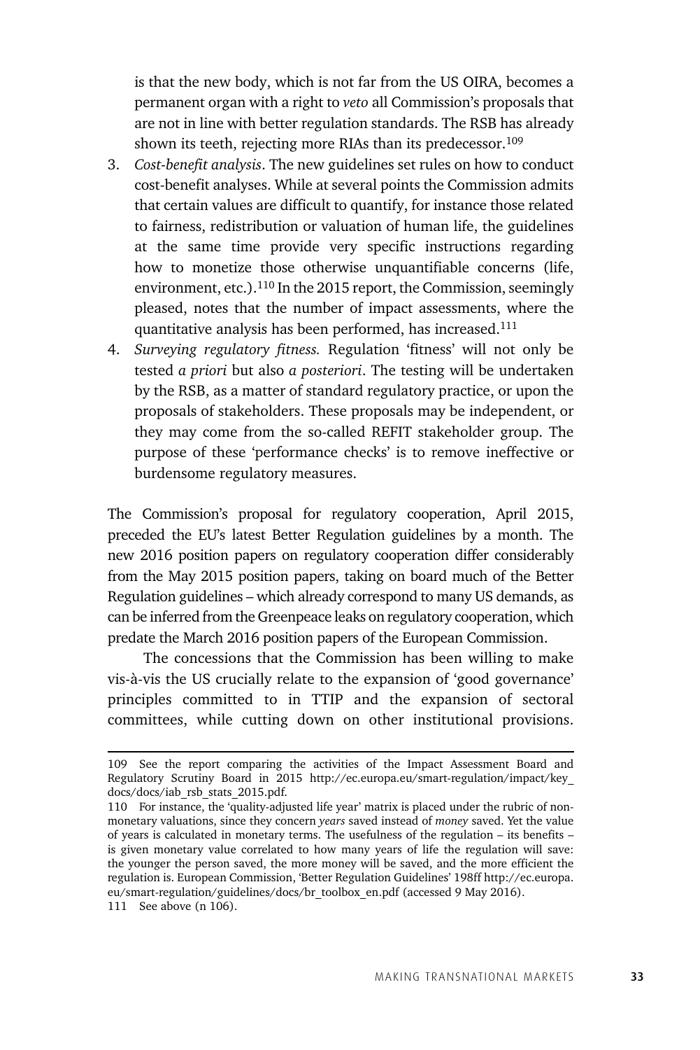is that the new body, which is not far from the US OIRA, becomes a permanent organ with a right to *veto* all Commission's proposals that are not in line with better regulation standards. The RSB has already shown its teeth, rejecting more RIAs than its predecessor.[109]

3. *Cost-benefit analysis*. The new guidelines set rules on how to conduct cost-benefit analyses. While at several points the Commission admits that certain values are difficult to quantify, for instance those related to fairness, redistribution or valuation of human life, the guidelines at the same time provide very specific instructions regarding how to monetize those otherwise unquantifiable concerns (life, environment, etc.).[110] In the 2015 report, the Commission, seemingly pleased, notes that the number of impact assessments, where the quantitative analysis has been performed, has increased.[111]
4. *Surveying regulatory fitness.* Regulation 'fitness' will not only be tested *a priori* but also *a posteriori*. The testing will be undertaken by the RSB, as a matter of standard regulatory practice, or upon the proposals of stakeholders. These proposals may be independent, or they may come from the so-called REFIT stakeholder group. The purpose of these 'performance checks' is to remove ineffective or burdensome regulatory measures.

The Commission's proposal for regulatory cooperation, April 2015, preceded the EU's latest Better Regulation guidelines by a month. The new 2016 position papers on regulatory cooperation differ considerably from the May 2015 position papers, taking on board much of the Better Regulation guidelines – which already correspond to many US demands, as can be inferred from the Greenpeace leaks on regulatory cooperation, which predate the March 2016 position papers of the European Commission.

The concessions that the Commission has been willing to make vis-à-vis the US crucially relate to the expansion of 'good governance' principles committed to in TTIP and the expansion of sectoral committees, while cutting down on other institutional provisions.

---

109 See the report comparing the activities of the Impact Assessment Board and Regulatory Scrutiny Board in 2015 http://ec.europa.eu/smart-regulation/impact/key_docs/docs/iab_rsb_stats_2015.pdf.

110 For instance, the 'quality-adjusted life year' matrix is placed under the rubric of non-monetary valuations, since they concern *years* saved instead of *money* saved. Yet the value of years is calculated in monetary terms. The usefulness of the regulation – its benefits – is given monetary value correlated to how many years of life the regulation will save: the younger the person saved, the more money will be saved, and the more efficient the regulation is. European Commission, 'Better Regulation Guidelines' 198ff http://ec.europa.eu/smart-regulation/guidelines/docs/br_toolbox_en.pdf (accessed 9 May 2016).

111 See above (n 106).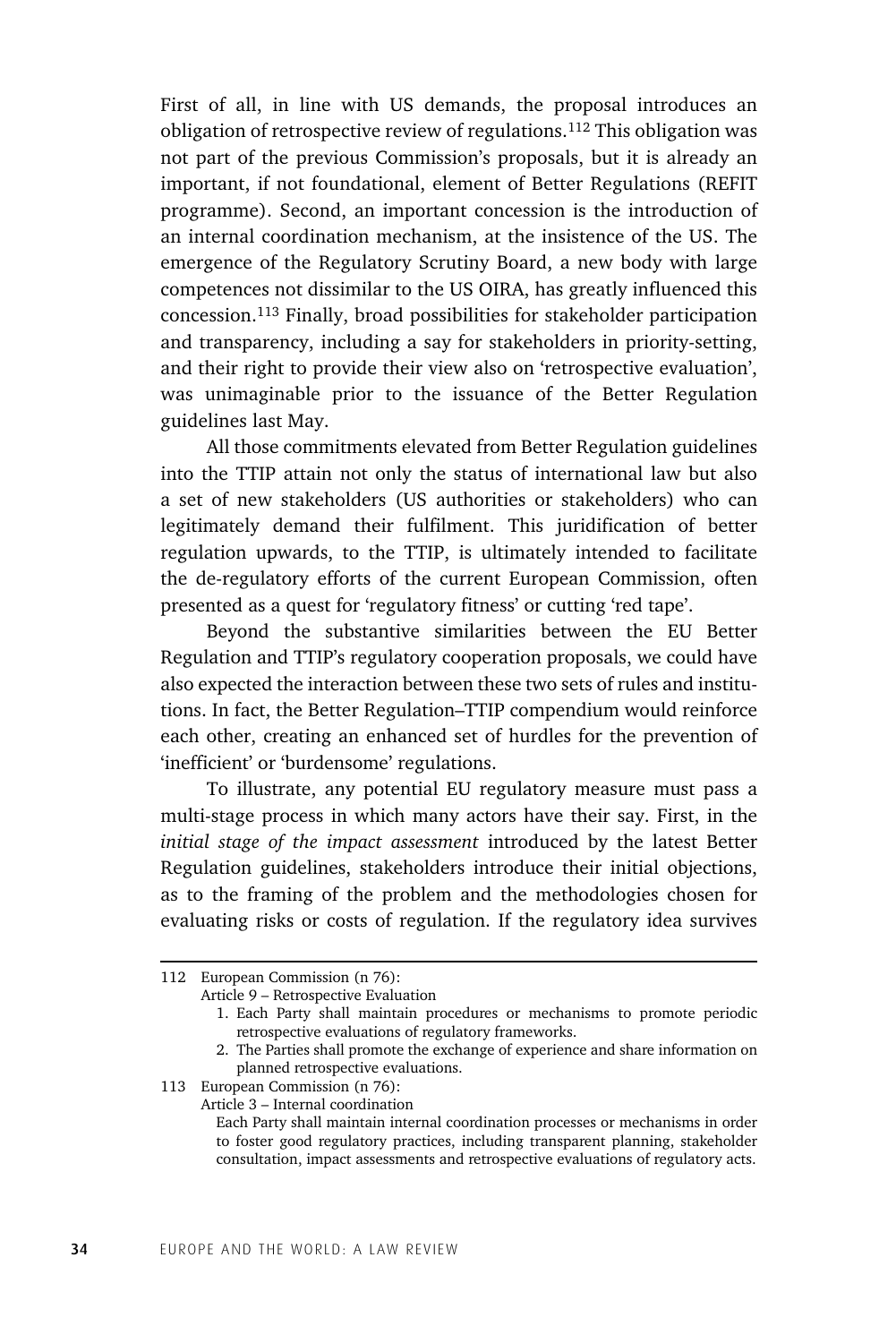First of all, in line with US demands, the proposal introduces an obligation of retrospective review of regulations.[112] This obligation was not part of the previous Commission's proposals, but it is already an important, if not foundational, element of Better Regulations (REFIT programme). Second, an important concession is the introduction of an internal coordination mechanism, at the insistence of the US. The emergence of the Regulatory Scrutiny Board, a new body with large competences not dissimilar to the US OIRA, has greatly influenced this concession.[113] Finally, broad possibilities for stakeholder participation and transparency, including a say for stakeholders in priority-setting, and their right to provide their view also on 'retrospective evaluation', was unimaginable prior to the issuance of the Better Regulation guidelines last May.

All those commitments elevated from Better Regulation guidelines into the TTIP attain not only the status of international law but also a set of new stakeholders (US authorities or stakeholders) who can legitimately demand their fulfilment. This juridification of better regulation upwards, to the TTIP, is ultimately intended to facilitate the de-regulatory efforts of the current European Commission, often presented as a quest for 'regulatory fitness' or cutting 'red tape'.

Beyond the substantive similarities between the EU Better Regulation and TTIP's regulatory cooperation proposals, we could have also expected the interaction between these two sets of rules and institutions. In fact, the Better Regulation–TTIP compendium would reinforce each other, creating an enhanced set of hurdles for the prevention of 'inefficient' or 'burdensome' regulations.

To illustrate, any potential EU regulatory measure must pass a multi-stage process in which many actors have their say. First, in the *initial stage of the impact assessment* introduced by the latest Better Regulation guidelines, stakeholders introduce their initial objections, as to the framing of the problem and the methodologies chosen for evaluating risks or costs of regulation. If the regulatory idea survives

---

112 European Commission (n 76):
Article 9 – Retrospective Evaluation
1. Each Party shall maintain procedures or mechanisms to promote periodic retrospective evaluations of regulatory frameworks.
2. The Parties shall promote the exchange of experience and share information on planned retrospective evaluations.

113 European Commission (n 76):
Article 3 – Internal coordination
Each Party shall maintain internal coordination processes or mechanisms in order to foster good regulatory practices, including transparent planning, stakeholder consultation, impact assessments and retrospective evaluations of regulatory acts.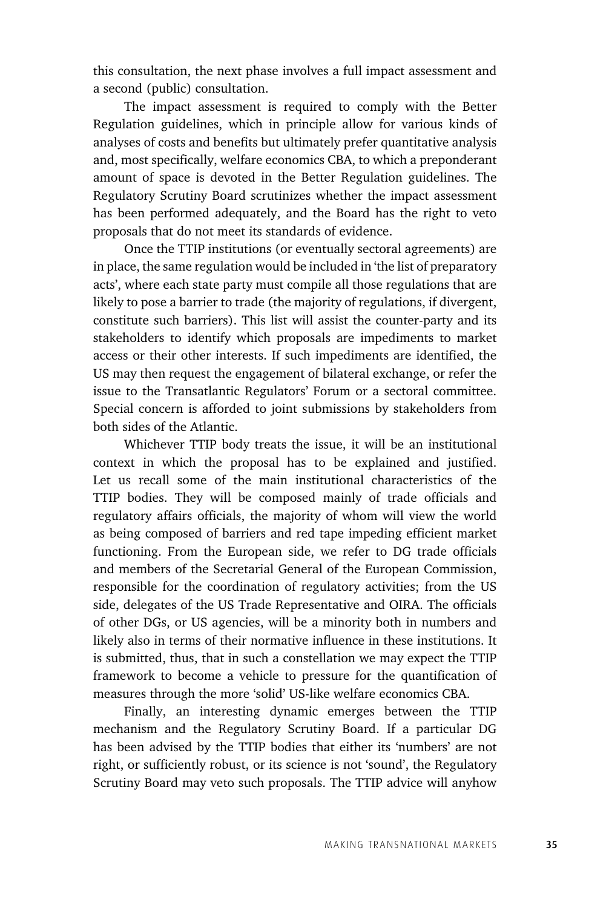this consultation, the next phase involves a full impact assessment and a second (public) consultation.

The impact assessment is required to comply with the Better Regulation guidelines, which in principle allow for various kinds of analyses of costs and benefits but ultimately prefer quantitative analysis and, most specifically, welfare economics CBA, to which a preponderant amount of space is devoted in the Better Regulation guidelines. The Regulatory Scrutiny Board scrutinizes whether the impact assessment has been performed adequately, and the Board has the right to veto proposals that do not meet its standards of evidence.

Once the TTIP institutions (or eventually sectoral agreements) are in place, the same regulation would be included in 'the list of preparatory acts', where each state party must compile all those regulations that are likely to pose a barrier to trade (the majority of regulations, if divergent, constitute such barriers). This list will assist the counter-party and its stakeholders to identify which proposals are impediments to market access or their other interests. If such impediments are identified, the US may then request the engagement of bilateral exchange, or refer the issue to the Transatlantic Regulators' Forum or a sectoral committee. Special concern is afforded to joint submissions by stakeholders from both sides of the Atlantic.

Whichever TTIP body treats the issue, it will be an institutional context in which the proposal has to be explained and justified. Let us recall some of the main institutional characteristics of the TTIP bodies. They will be composed mainly of trade officials and regulatory affairs officials, the majority of whom will view the world as being composed of barriers and red tape impeding efficient market functioning. From the European side, we refer to DG trade officials and members of the Secretarial General of the European Commission, responsible for the coordination of regulatory activities; from the US side, delegates of the US Trade Representative and OIRA. The officials of other DGs, or US agencies, will be a minority both in numbers and likely also in terms of their normative influence in these institutions. It is submitted, thus, that in such a constellation we may expect the TTIP framework to become a vehicle to pressure for the quantification of measures through the more 'solid' US-like welfare economics CBA.

Finally, an interesting dynamic emerges between the TTIP mechanism and the Regulatory Scrutiny Board. If a particular DG has been advised by the TTIP bodies that either its 'numbers' are not right, or sufficiently robust, or its science is not 'sound', the Regulatory Scrutiny Board may veto such proposals. The TTIP advice will anyhow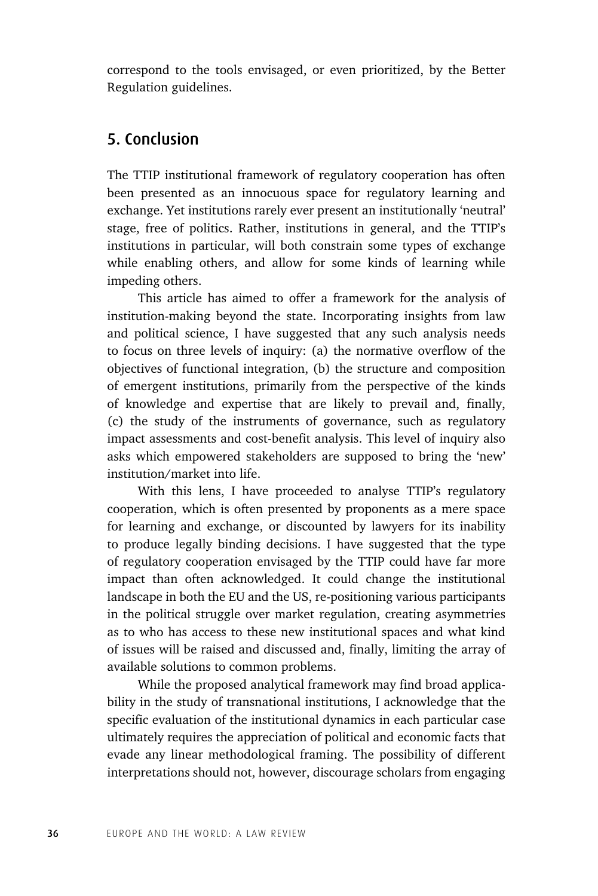correspond to the tools envisaged, or even prioritized, by the Better Regulation guidelines.

## 5. Conclusion

The TTIP institutional framework of regulatory cooperation has often been presented as an innocuous space for regulatory learning and exchange. Yet institutions rarely ever present an institutionally 'neutral' stage, free of politics. Rather, institutions in general, and the TTIP's institutions in particular, will both constrain some types of exchange while enabling others, and allow for some kinds of learning while impeding others.

This article has aimed to offer a framework for the analysis of institution-making beyond the state. Incorporating insights from law and political science, I have suggested that any such analysis needs to focus on three levels of inquiry: (a) the normative overflow of the objectives of functional integration, (b) the structure and composition of emergent institutions, primarily from the perspective of the kinds of knowledge and expertise that are likely to prevail and, finally, (c) the study of the instruments of governance, such as regulatory impact assessments and cost-benefit analysis. This level of inquiry also asks which empowered stakeholders are supposed to bring the 'new' institution/market into life.

With this lens, I have proceeded to analyse TTIP's regulatory cooperation, which is often presented by proponents as a mere space for learning and exchange, or discounted by lawyers for its inability to produce legally binding decisions. I have suggested that the type of regulatory cooperation envisaged by the TTIP could have far more impact than often acknowledged. It could change the institutional landscape in both the EU and the US, re-positioning various participants in the political struggle over market regulation, creating asymmetries as to who has access to these new institutional spaces and what kind of issues will be raised and discussed and, finally, limiting the array of available solutions to common problems.

While the proposed analytical framework may find broad applicability in the study of transnational institutions, I acknowledge that the specific evaluation of the institutional dynamics in each particular case ultimately requires the appreciation of political and economic facts that evade any linear methodological framing. The possibility of different interpretations should not, however, discourage scholars from engaging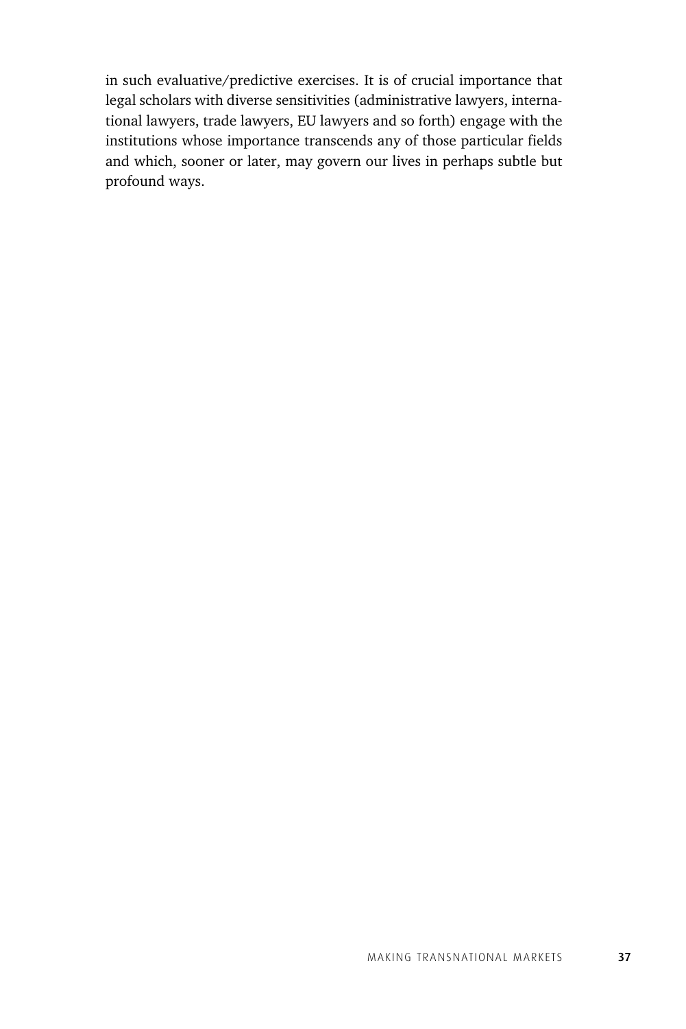in such evaluative/predictive exercises. It is of crucial importance that legal scholars with diverse sensitivities (administrative lawyers, international lawyers, trade lawyers, EU lawyers and so forth) engage with the institutions whose importance transcends any of those particular fields and which, sooner or later, may govern our lives in perhaps subtle but profound ways.